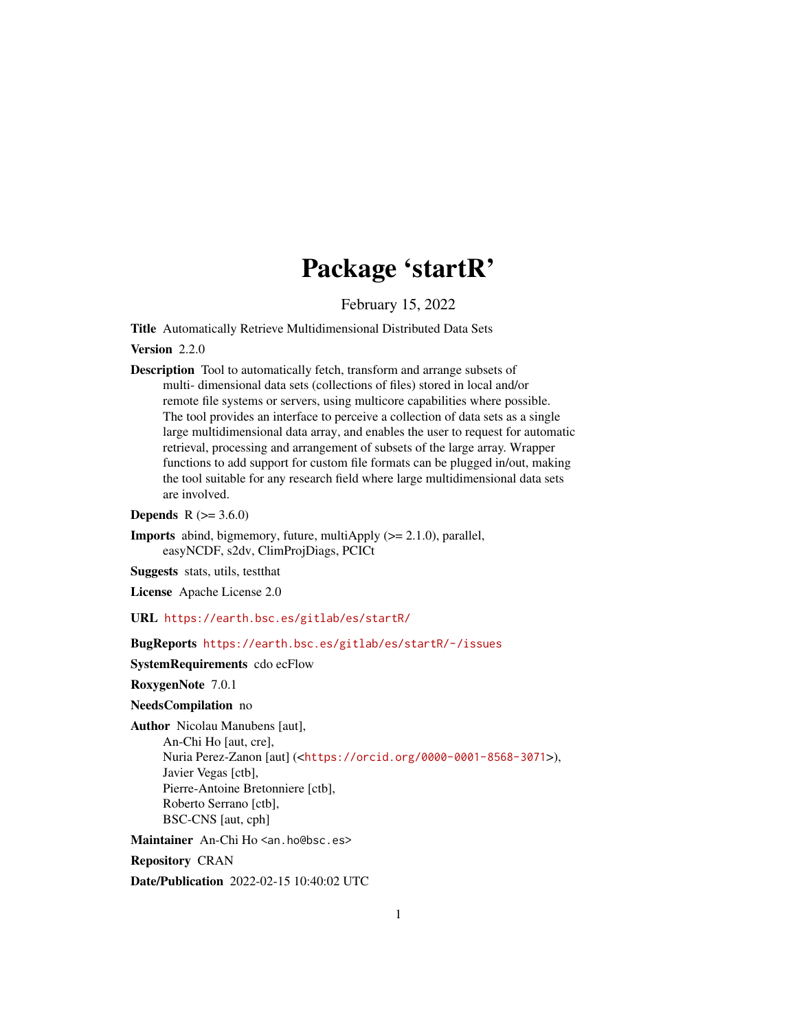# Package 'startR'

February 15, 2022

**Title** Automatically Retrieve Multidimensional Distributed Data Sets

**Version** 2.2.0

**Description** Tool to automatically fetch, transform and arrange subsets of multi- dimensional data sets (collections of files) stored in local and/or remote file systems or servers, using multicore capabilities where possible. The tool provides an interface to perceive a collection of data sets as a single large multidimensional data array, and enables the user to request for automatic retrieval, processing and arrangement of subsets of the large array. Wrapper functions to add support for custom file formats can be plugged in/out, making the tool suitable for any research field where large multidimensional data sets are involved.

**Depends** R (>= 3.6.0)

**Imports** abind, bigmemory, future, multiApply (>= 2.1.0), parallel, easyNCDF, s2dv, ClimProjDiags, PCICt

**Suggests** stats, utils, testthat

**License** Apache License 2.0

**URL** https://earth.bsc.es/gitlab/es/startR/

**BugReports** https://earth.bsc.es/gitlab/es/startR/-/issues

**SystemRequirements** cdo ecFlow

**RoxygenNote** 7.0.1

**NeedsCompilation** no

**Author** Nicolau Manubens [aut],
An-Chi Ho [aut, cre],
Nuria Perez-Zanon [aut] (<https://orcid.org/0000-0001-8568-3071>),
Javier Vegas [ctb],
Pierre-Antoine Bretonniere [ctb],
Roberto Serrano [ctb],
BSC-CNS [aut, cph]

**Maintainer** An-Chi Ho <an.ho@bsc.es>

**Repository** CRAN

**Date/Publication** 2022-02-15 10:40:02 UTC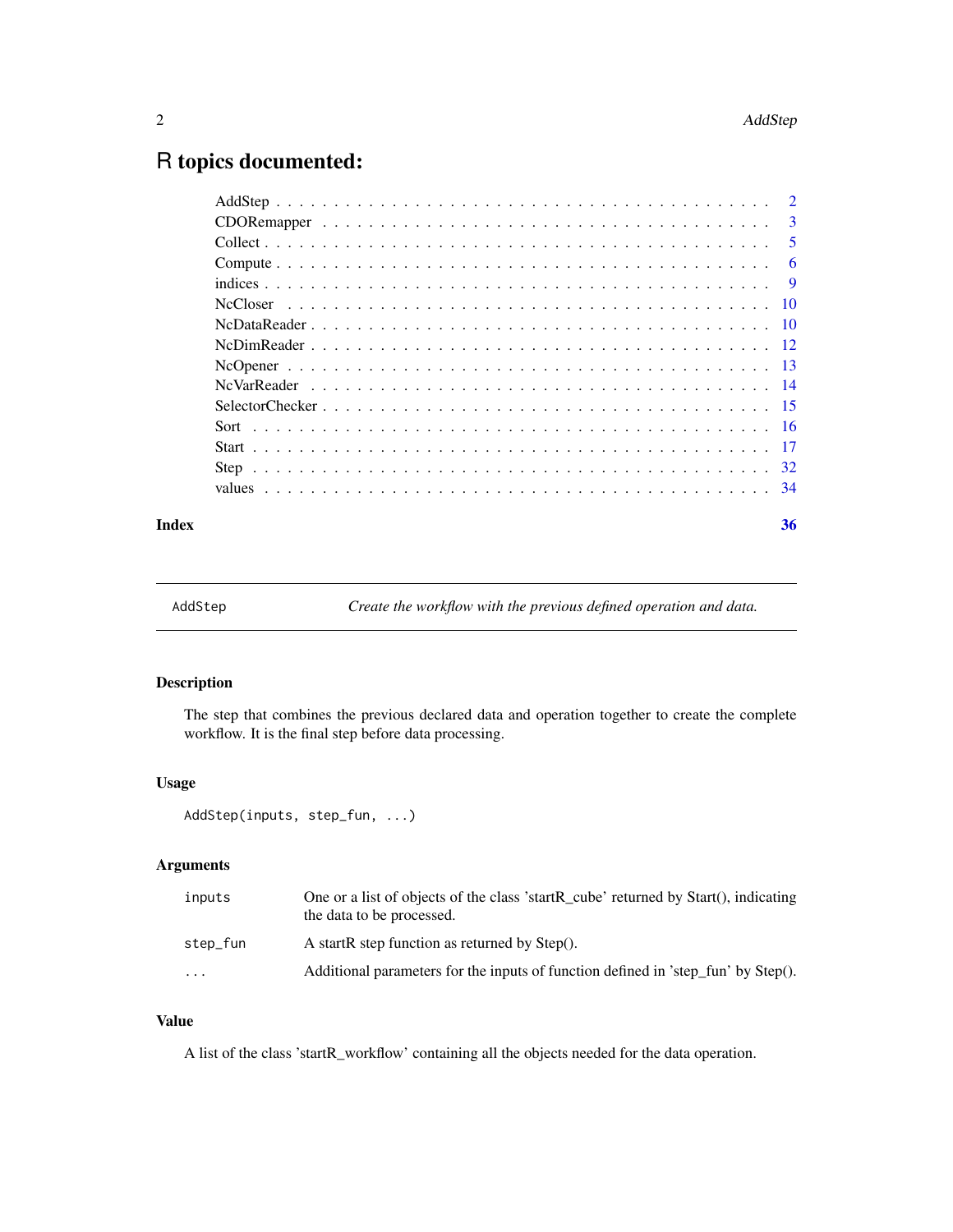# R topics documented:

| | |
|---|---|
| AddStep | 2 |
| CDORemapper | 3 |
| Collect | 5 |
| Compute | 6 |
| indices | 9 |
| NcCloser | 10 |
| NcDataReader | 10 |
| NcDimReader | 12 |
| NcOpener | 13 |
| NcVarReader | 14 |
| SelectorChecker | 15 |
| Sort | 16 |
| Start | 17 |
| Step | 32 |
| values | 34 |

**Index** **36**

---

`AddStep` *Create the workflow with the previous defined operation and data.*

---

### Description

The step that combines the previous declared data and operation together to create the complete workflow. It is the final step before data processing.

### Usage

```
AddStep(inputs, step_fun, ...)
```

### Arguments

| | |
|---|---|
| `inputs` | One or a list of objects of the class 'startR_cube' returned by Start(), indicating the data to be processed. |
| `step_fun` | A startR step function as returned by Step(). |
| `...` | Additional parameters for the inputs of function defined in 'step_fun' by Step(). |

### Value

A list of the class 'startR_workflow' containing all the objects needed for the data operation.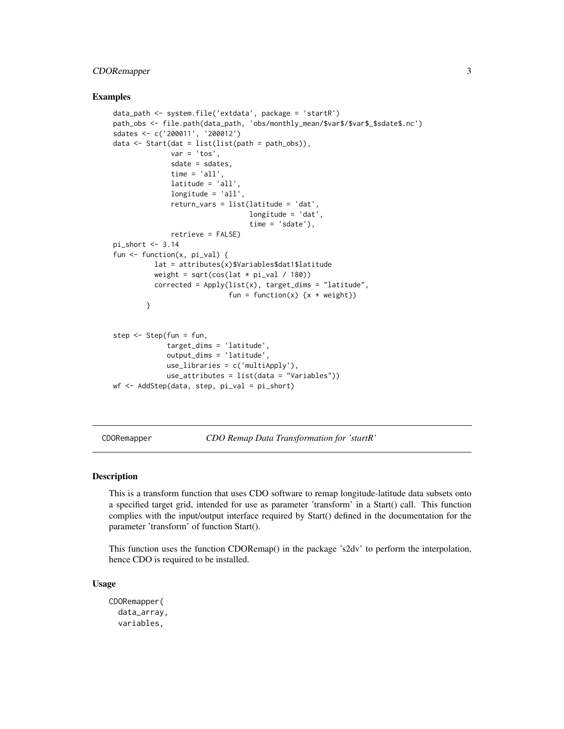### Examples

```
data_path <- system.file('extdata', package = 'startR')
path_obs <- file.path(data_path, 'obs/monthly_mean/$var$/$var$_$sdate$.nc')
sdates <- c('200011', '200012')
data <- Start(dat = list(list(path = path_obs)),
              var = 'tos',
              sdate = sdates,
              time = 'all',
              latitude = 'all',
              longitude = 'all',
              return_vars = list(latitude = 'dat',
                                 longitude = 'dat',
                                 time = 'sdate'),
              retrieve = FALSE)
pi_short <- 3.14
fun <- function(x, pi_val) {
          lat = attributes(x)$Variables$dat1$latitude
          weight = sqrt(cos(lat * pi_val / 180))
          corrected = Apply(list(x), target_dims = "latitude",
                            fun = function(x) {x * weight})
        }


step <- Step(fun = fun,
             target_dims = 'latitude',
             output_dims = 'latitude',
             use_libraries = c('multiApply'),
             use_attributes = list(data = "Variables"))
wf <- AddStep(data, step, pi_val = pi_short)
```

---

## CDORemapper — *CDO Remap Data Transformation for 'startR'*

### Description

This is a transform function that uses CDO software to remap longitude-latitude data subsets onto a specified target grid, intended for use as parameter 'transform' in a Start() call. This function complies with the input/output interface required by Start() defined in the documentation for the parameter 'transform' of function Start().

This function uses the function CDORemap() in the package 's2dv' to perform the interpolation, hence CDO is required to be installed.

### Usage

```
CDORemapper(
  data_array,
  variables,
```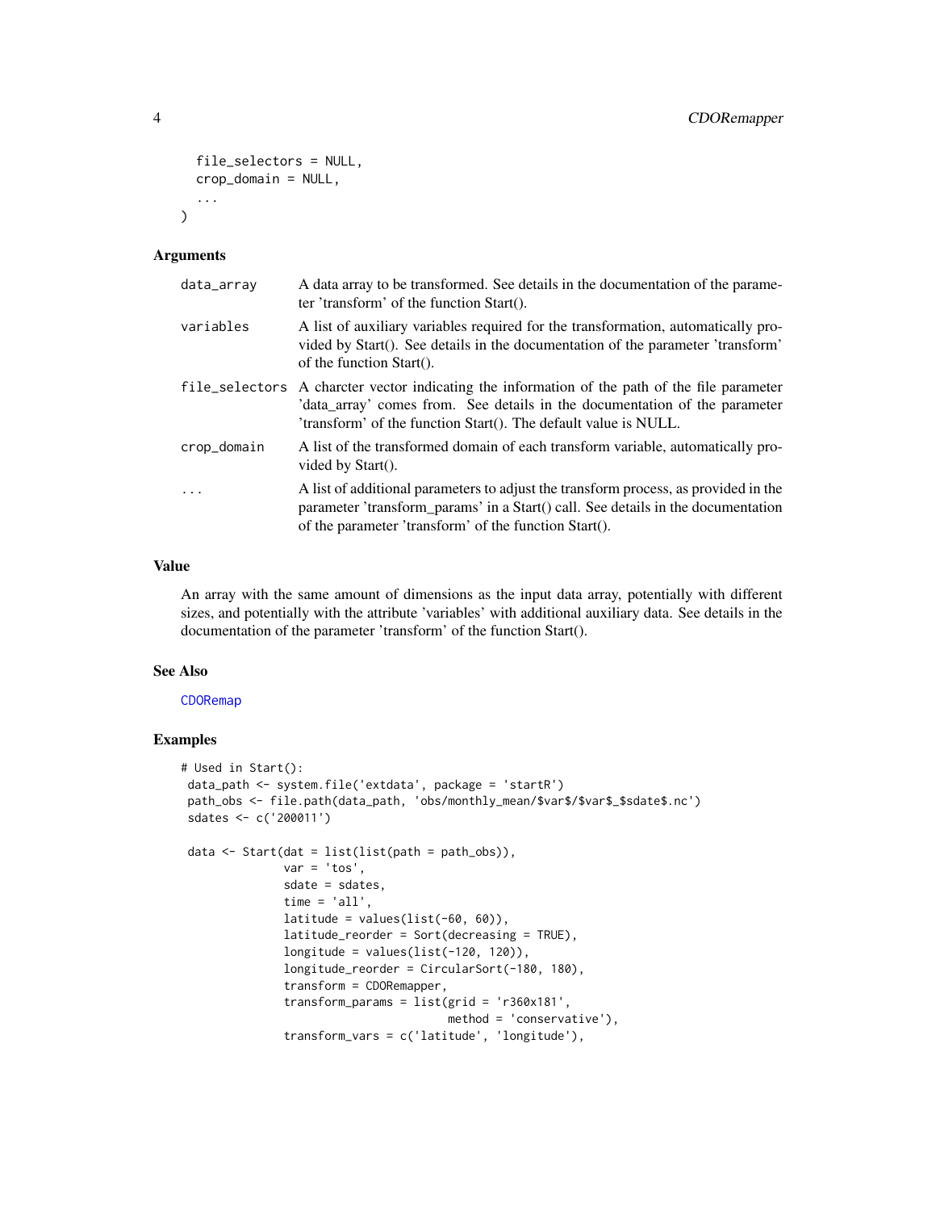```
  file_selectors = NULL,
  crop_domain = NULL,
  ...
)
```

### Arguments

| | |
|---|---|
| data_array | A data array to be transformed. See details in the documentation of the parameter 'transform' of the function Start(). |
| variables | A list of auxiliary variables required for the transformation, automatically provided by Start(). See details in the documentation of the parameter 'transform' of the function Start(). |
| file_selectors | A charcter vector indicating the information of the path of the file parameter 'data_array' comes from. See details in the documentation of the parameter 'transform' of the function Start(). The default value is NULL. |
| crop_domain | A list of the transformed domain of each transform variable, automatically provided by Start(). |
| ... | A list of additional parameters to adjust the transform process, as provided in the parameter 'transform_params' in a Start() call. See details in the documentation of the parameter 'transform' of the function Start(). |

### Value

An array with the same amount of dimensions as the input data array, potentially with different sizes, and potentially with the attribute 'variables' with additional auxiliary data. See details in the documentation of the parameter 'transform' of the function Start().

### See Also

CDORemap

### Examples

```
# Used in Start():
 data_path <- system.file('extdata', package = 'startR')
 path_obs <- file.path(data_path, 'obs/monthly_mean/$var$/$var$_$sdate$.nc')
 sdates <- c('200011')

 data <- Start(dat = list(list(path = path_obs)),
               var = 'tos',
               sdate = sdates,
               time = 'all',
               latitude = values(list(-60, 60)),
               latitude_reorder = Sort(decreasing = TRUE),
               longitude = values(list(-120, 120)),
               longitude_reorder = CircularSort(-180, 180),
               transform = CDORemapper,
               transform_params = list(grid = 'r360x181',
                                       method = 'conservative'),
               transform_vars = c('latitude', 'longitude'),
```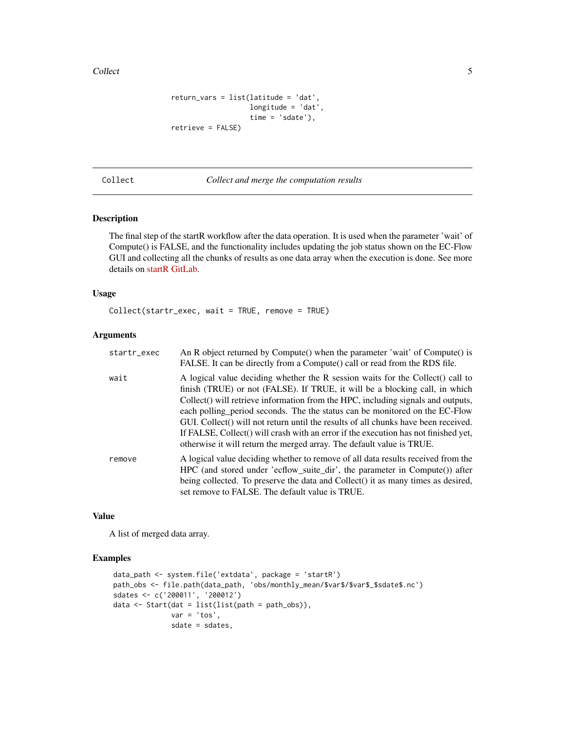```
                   return_vars = list(latitude = 'dat',
                                      longitude = 'dat',
                                      time = 'sdate'),
                   retrieve = FALSE)
```

## Collect — *Collect and merge the computation results*

### Description

The final step of the startR workflow after the data operation. It is used when the parameter 'wait' of Compute() is FALSE, and the functionality includes updating the job status shown on the EC-Flow GUI and collecting all the chunks of results as one data array when the execution is done. See more details on startR GitLab.

### Usage

```
Collect(startr_exec, wait = TRUE, remove = TRUE)
```

### Arguments

| Argument | Description |
|---|---|
| `startr_exec` | An R object returned by Compute() when the parameter 'wait' of Compute() is FALSE. It can be directly from a Compute() call or read from the RDS file. |
| `wait` | A logical value deciding whether the R session waits for the Collect() call to finish (TRUE) or not (FALSE). If TRUE, it will be a blocking call, in which Collect() will retrieve information from the HPC, including signals and outputs, each polling_period seconds. The the status can be monitored on the EC-Flow GUI. Collect() will not return until the results of all chunks have been received. If FALSE, Collect() will crash with an error if the execution has not finished yet, otherwise it will return the merged array. The default value is TRUE. |
| `remove` | A logical value deciding whether to remove of all data results received from the HPC (and stored under 'ecflow_suite_dir', the parameter in Compute()) after being collected. To preserve the data and Collect() it as many times as desired, set remove to FALSE. The default value is TRUE. |

### Value

A list of merged data array.

### Examples

```
data_path <- system.file('extdata', package = 'startR')
path_obs <- file.path(data_path, 'obs/monthly_mean/$var$/$var$_$sdate$.nc')
sdates <- c('200011', '200012')
data <- Start(dat = list(list(path = path_obs)),
              var = 'tos',
              sdate = sdates,
```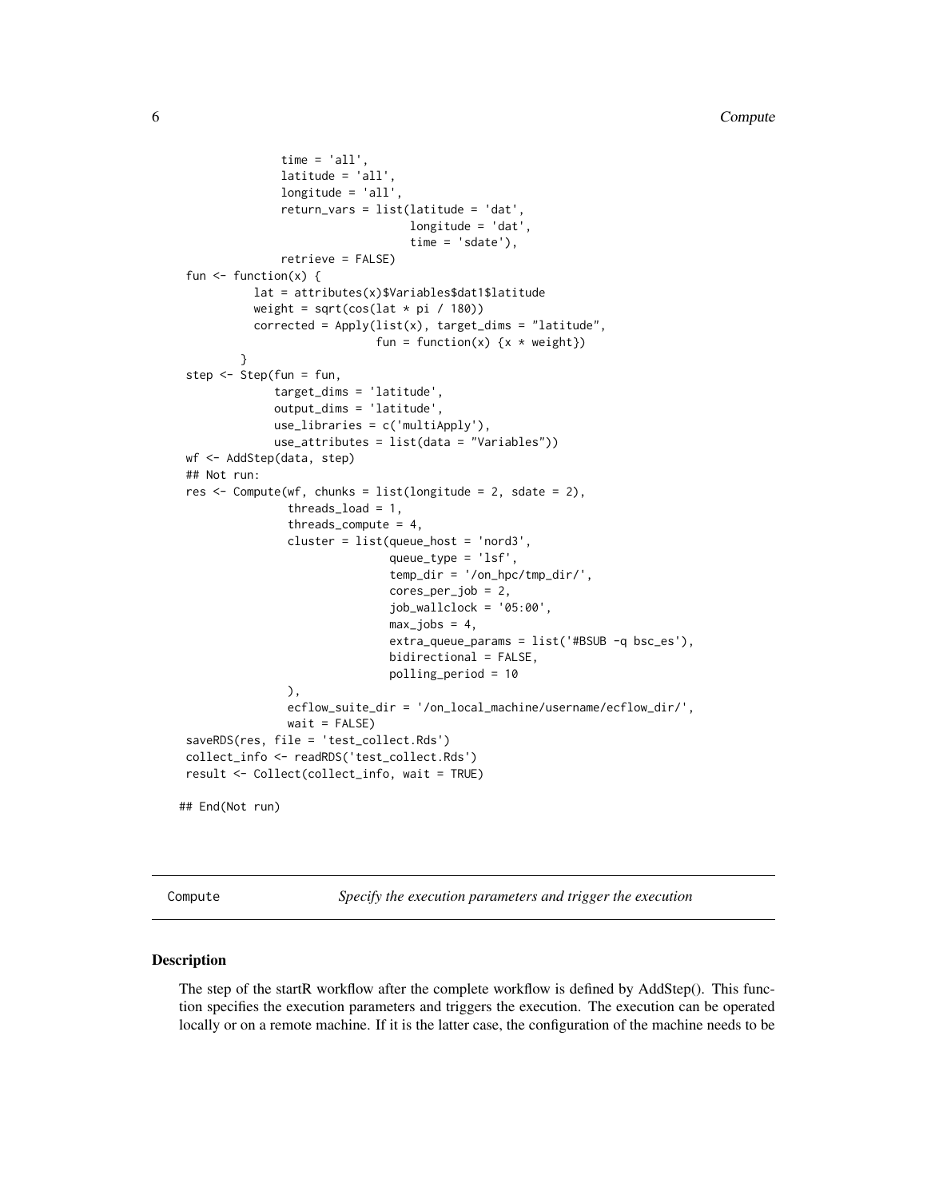```
              time = 'all',
              latitude = 'all',
              longitude = 'all',
              return_vars = list(latitude = 'dat',
                                 longitude = 'dat',
                                 time = 'sdate'),
              retrieve = FALSE)
 fun <- function(x) {
           lat = attributes(x)$Variables$dat1$latitude
           weight = sqrt(cos(lat * pi / 180))
           corrected = Apply(list(x), target_dims = "latitude",
                             fun = function(x) {x * weight})
         }
 step <- Step(fun = fun,
              target_dims = 'latitude',
              output_dims = 'latitude',
              use_libraries = c('multiApply'),
              use_attributes = list(data = "Variables"))
 wf <- AddStep(data, step)
 ## Not run:
 res <- Compute(wf, chunks = list(longitude = 2, sdate = 2),
                threads_load = 1,
                threads_compute = 4,
                cluster = list(queue_host = 'nord3',
                               queue_type = 'lsf',
                               temp_dir = '/on_hpc/tmp_dir/',
                               cores_per_job = 2,
                               job_wallclock = '05:00',
                               max_jobs = 4,
                               extra_queue_params = list('#BSUB -q bsc_es'),
                               bidirectional = FALSE,
                               polling_period = 10
                ),
                ecflow_suite_dir = '/on_local_machine/username/ecflow_dir/',
                wait = FALSE)
 saveRDS(res, file = 'test_collect.Rds')
 collect_info <- readRDS('test_collect.Rds')
 result <- Collect(collect_info, wait = TRUE)

## End(Not run)
```

---

Compute *Specify the execution parameters and trigger the execution*

---

## Description

The step of the startR workflow after the complete workflow is defined by AddStep(). This function specifies the execution parameters and triggers the execution. The execution can be operated locally or on a remote machine. If it is the latter case, the configuration of the machine needs to be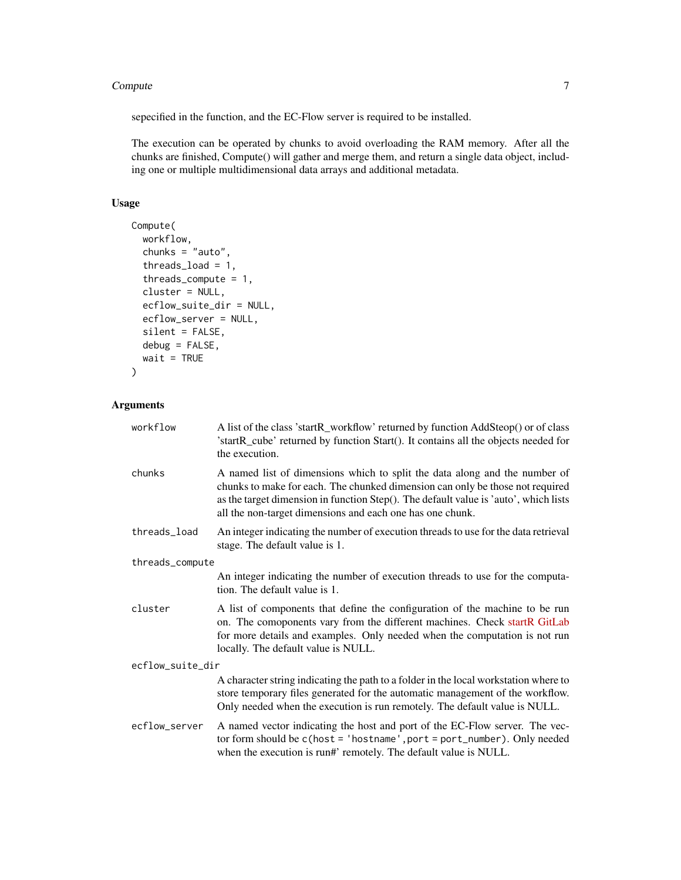sepecified in the function, and the EC-Flow server is required to be installed.

The execution can be operated by chunks to avoid overloading the RAM memory. After all the chunks are finished, Compute() will gather and merge them, and return a single data object, including one or multiple multidimensional data arrays and additional metadata.

## Usage

```
Compute(
  workflow,
  chunks = "auto",
  threads_load = 1,
  threads_compute = 1,
  cluster = NULL,
  ecflow_suite_dir = NULL,
  ecflow_server = NULL,
  silent = FALSE,
  debug = FALSE,
  wait = TRUE
)
```

## Arguments

`workflow`
: A list of the class 'startR_workflow' returned by function AddSteop() or of class 'startR_cube' returned by function Start(). It contains all the objects needed for the execution.

`chunks`
: A named list of dimensions which to split the data along and the number of chunks to make for each. The chunked dimension can only be those not required as the target dimension in function Step(). The default value is 'auto', which lists all the non-target dimensions and each one has one chunk.

`threads_load`
: An integer indicating the number of execution threads to use for the data retrieval stage. The default value is 1.

`threads_compute`
: An integer indicating the number of execution threads to use for the computation. The default value is 1.

`cluster`
: A list of components that define the configuration of the machine to be run on. The comoponents vary from the different machines. Check startR GitLab for more details and examples. Only needed when the computation is not run locally. The default value is NULL.

`ecflow_suite_dir`
: A character string indicating the path to a folder in the local workstation where to store temporary files generated for the automatic management of the workflow. Only needed when the execution is run remotely. The default value is NULL.

`ecflow_server`
: A named vector indicating the host and port of the EC-Flow server. The vector form should be `c(host = 'hostname', port = port_number)`. Only needed when the execution is run#' remotely. The default value is NULL.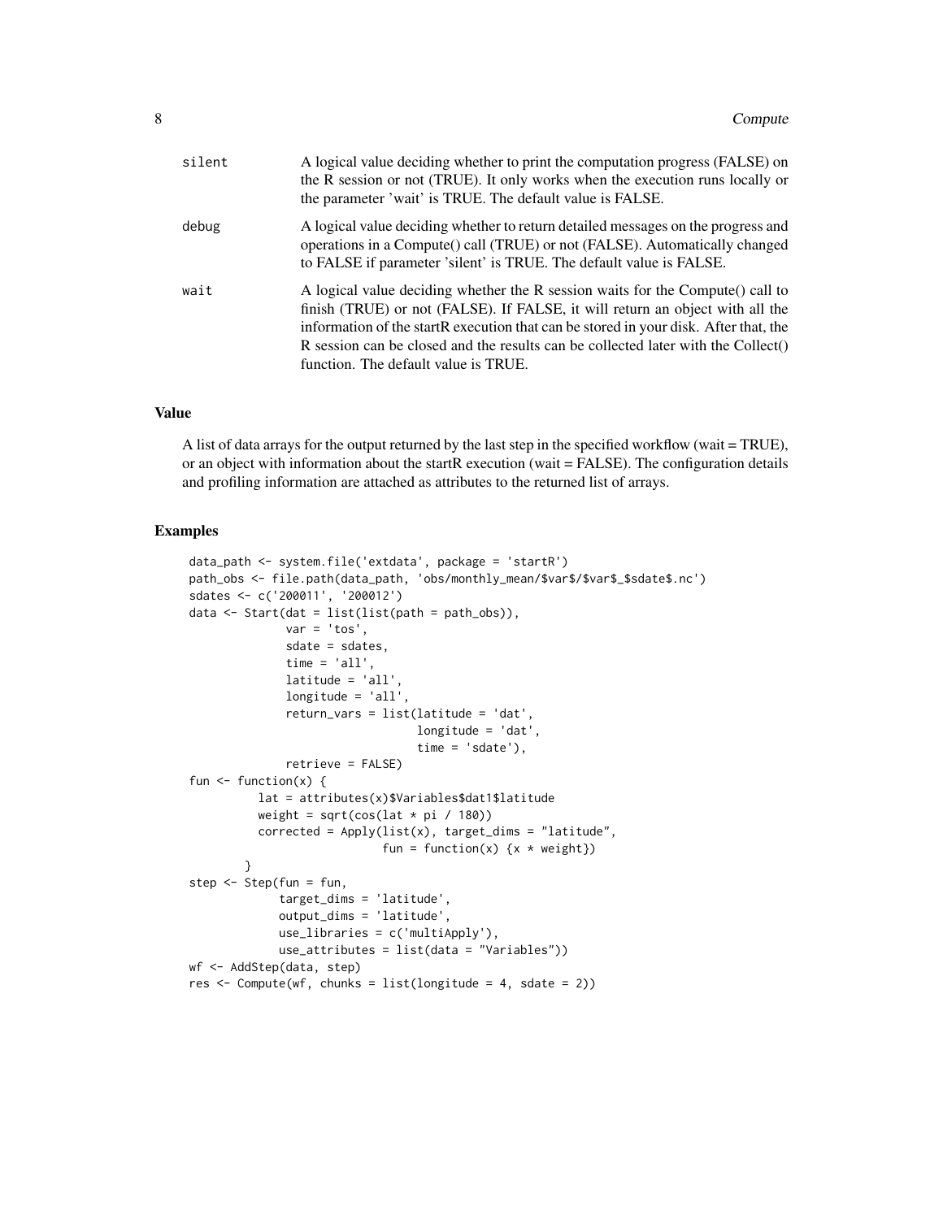| | |
|---|---|
| silent | A logical value deciding whether to print the computation progress (FALSE) on the R session or not (TRUE). It only works when the execution runs locally or the parameter 'wait' is TRUE. The default value is FALSE. |
| debug | A logical value deciding whether to return detailed messages on the progress and operations in a Compute() call (TRUE) or not (FALSE). Automatically changed to FALSE if parameter 'silent' is TRUE. The default value is FALSE. |
| wait | A logical value deciding whether the R session waits for the Compute() call to finish (TRUE) or not (FALSE). If FALSE, it will return an object with all the information of the startR execution that can be stored in your disk. After that, the R session can be closed and the results can be collected later with the Collect() function. The default value is TRUE. |

## Value

A list of data arrays for the output returned by the last step in the specified workflow (wait = TRUE), or an object with information about the startR execution (wait = FALSE). The configuration details and profiling information are attached as attributes to the returned list of arrays.

## Examples

```
data_path <- system.file('extdata', package = 'startR')
path_obs <- file.path(data_path, 'obs/monthly_mean/$var$/$var$_$sdate$.nc')
sdates <- c('200011', '200012')
data <- Start(dat = list(list(path = path_obs)),
              var = 'tos',
              sdate = sdates,
              time = 'all',
              latitude = 'all',
              longitude = 'all',
              return_vars = list(latitude = 'dat',
                                 longitude = 'dat',
                                 time = 'sdate'),
              retrieve = FALSE)
fun <- function(x) {
          lat = attributes(x)$Variables$dat1$latitude
          weight = sqrt(cos(lat * pi / 180))
          corrected = Apply(list(x), target_dims = "latitude",
                            fun = function(x) {x * weight})
        }
step <- Step(fun = fun,
             target_dims = 'latitude',
             output_dims = 'latitude',
             use_libraries = c('multiApply'),
             use_attributes = list(data = "Variables"))
wf <- AddStep(data, step)
res <- Compute(wf, chunks = list(longitude = 4, sdate = 2))
```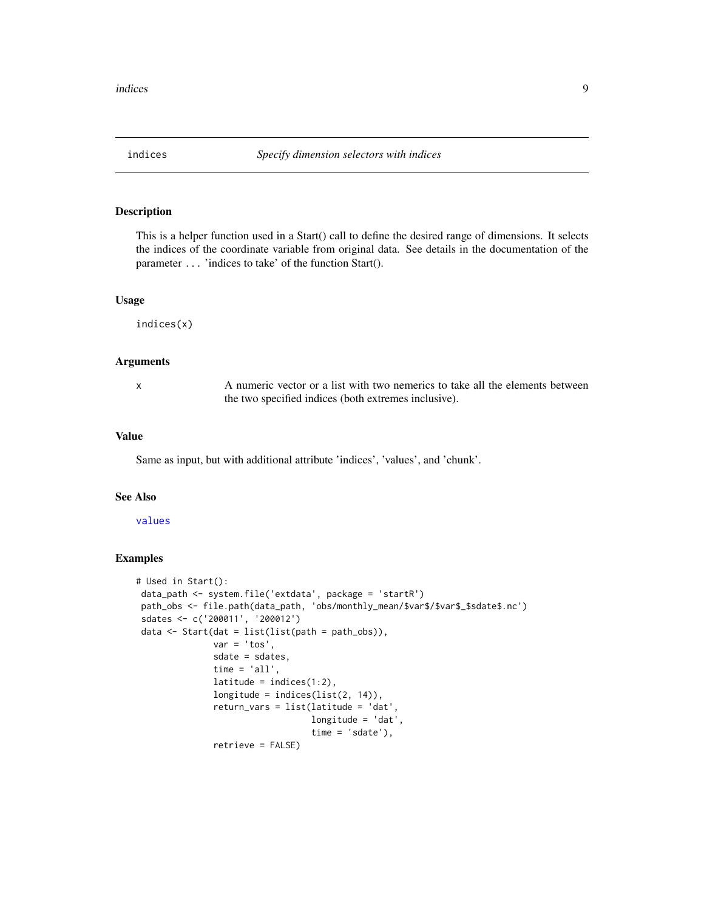## indices — *Specify dimension selectors with indices*

### Description

This is a helper function used in a Start() call to define the desired range of dimensions. It selects the indices of the coordinate variable from original data. See details in the documentation of the parameter ... 'indices to take' of the function Start().

### Usage

```
indices(x)
```

### Arguments

| | |
|---|---|
| x | A numeric vector or a list with two nemerics to take all the elements between the two specified indices (both extremes inclusive). |

### Value

Same as input, but with additional attribute 'indices', 'values', and 'chunk'.

### See Also

values

### Examples

```
# Used in Start():
 data_path <- system.file('extdata', package = 'startR')
 path_obs <- file.path(data_path, 'obs/monthly_mean/$var$/$var$_$sdate$.nc')
 sdates <- c('200011', '200012')
 data <- Start(dat = list(list(path = path_obs)),
               var = 'tos',
               sdate = sdates,
               time = 'all',
               latitude = indices(1:2),
               longitude = indices(list(2, 14)),
               return_vars = list(latitude = 'dat',
                                  longitude = 'dat',
                                  time = 'sdate'),
               retrieve = FALSE)
```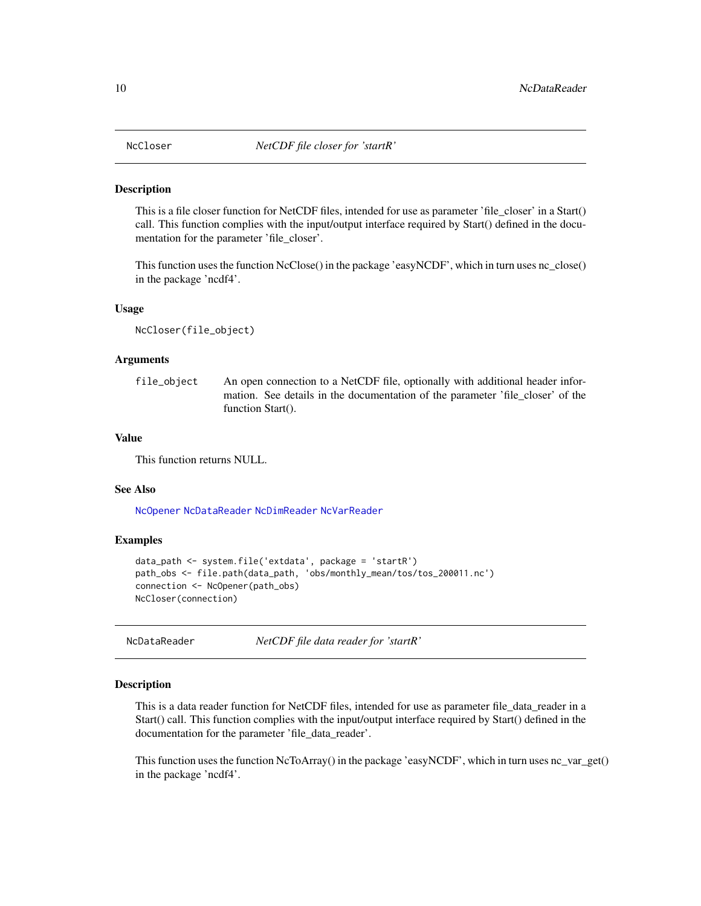## NcCloser — *NetCDF file closer for 'startR'*

### Description

This is a file closer function for NetCDF files, intended for use as parameter 'file_closer' in a Start() call. This function complies with the input/output interface required by Start() defined in the documentation for the parameter 'file_closer'.

This function uses the function NcClose() in the package 'easyNCDF', which in turn uses nc_close() in the package 'ncdf4'.

### Usage

```
NcCloser(file_object)
```

### Arguments

| | |
|---|---|
| file_object | An open connection to a NetCDF file, optionally with additional header information. See details in the documentation of the parameter 'file_closer' of the function Start(). |

### Value

This function returns NULL.

### See Also

NcOpener NcDataReader NcDimReader NcVarReader

### Examples

```
data_path <- system.file('extdata', package = 'startR')
path_obs <- file.path(data_path, 'obs/monthly_mean/tos/tos_200011.nc')
connection <- NcOpener(path_obs)
NcCloser(connection)
```

## NcDataReader — *NetCDF file data reader for 'startR'*

### Description

This is a data reader function for NetCDF files, intended for use as parameter file_data_reader in a Start() call. This function complies with the input/output interface required by Start() defined in the documentation for the parameter 'file_data_reader'.

This function uses the function NcToArray() in the package 'easyNCDF', which in turn uses nc_var_get() in the package 'ncdf4'.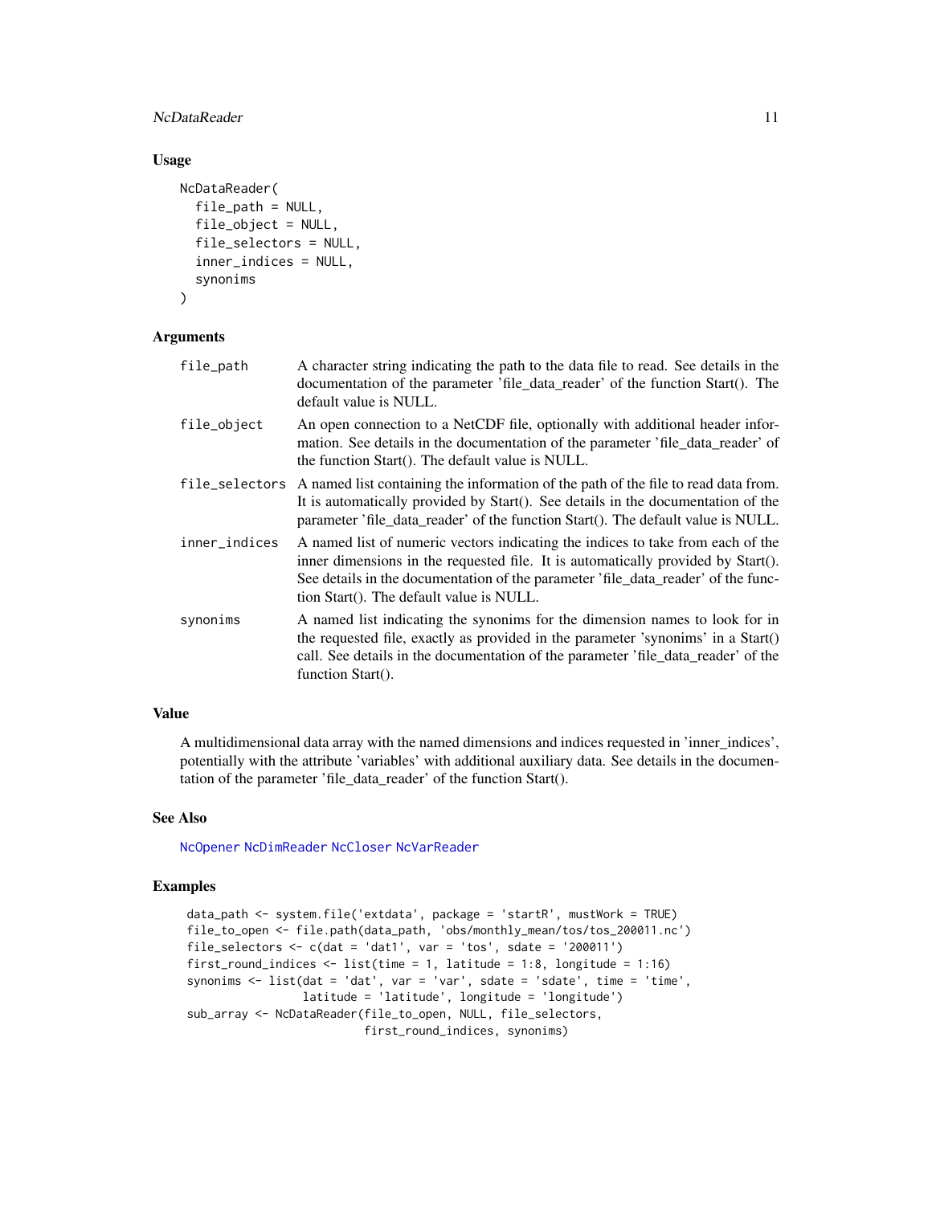## Usage

```
NcDataReader(
  file_path = NULL,
  file_object = NULL,
  file_selectors = NULL,
  inner_indices = NULL,
  synonims
)
```

## Arguments

| | |
|---|---|
| `file_path` | A character string indicating the path to the data file to read. See details in the documentation of the parameter 'file_data_reader' of the function Start(). The default value is NULL. |
| `file_object` | An open connection to a NetCDF file, optionally with additional header information. See details in the documentation of the parameter 'file_data_reader' of the function Start(). The default value is NULL. |
| `file_selectors` | A named list containing the information of the path of the file to read data from. It is automatically provided by Start(). See details in the documentation of the parameter 'file_data_reader' of the function Start(). The default value is NULL. |
| `inner_indices` | A named list of numeric vectors indicating the indices to take from each of the inner dimensions in the requested file. It is automatically provided by Start(). See details in the documentation of the parameter 'file_data_reader' of the function Start(). The default value is NULL. |
| `synonims` | A named list indicating the synonims for the dimension names to look for in the requested file, exactly as provided in the parameter 'synonims' in a Start() call. See details in the documentation of the parameter 'file_data_reader' of the function Start(). |

## Value

A multidimensional data array with the named dimensions and indices requested in 'inner_indices', potentially with the attribute 'variables' with additional auxiliary data. See details in the documentation of the parameter 'file_data_reader' of the function Start().

## See Also

NcOpener NcDimReader NcCloser NcVarReader

## Examples

```
data_path <- system.file('extdata', package = 'startR', mustWork = TRUE)
file_to_open <- file.path(data_path, 'obs/monthly_mean/tos/tos_200011.nc')
file_selectors <- c(dat = 'dat1', var = 'tos', sdate = '200011')
first_round_indices <- list(time = 1, latitude = 1:8, longitude = 1:16)
synonims <- list(dat = 'dat', var = 'var', sdate = 'sdate', time = 'time',
                 latitude = 'latitude', longitude = 'longitude')
sub_array <- NcDataReader(file_to_open, NULL, file_selectors,
                          first_round_indices, synonims)
```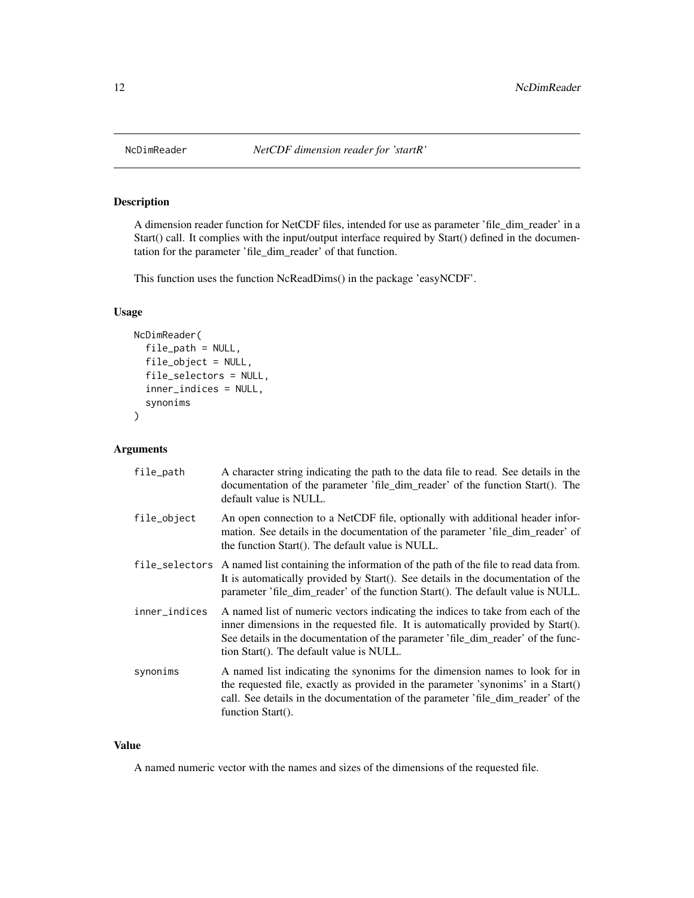## NcDimReader *NetCDF dimension reader for 'startR'*

### Description

A dimension reader function for NetCDF files, intended for use as parameter 'file_dim_reader' in a Start() call. It complies with the input/output interface required by Start() defined in the documentation for the parameter 'file_dim_reader' of that function.

This function uses the function NcReadDims() in the package 'easyNCDF'.

### Usage

```
NcDimReader(
  file_path = NULL,
  file_object = NULL,
  file_selectors = NULL,
  inner_indices = NULL,
  synonims
)
```

### Arguments

| | |
|---|---|
| file_path | A character string indicating the path to the data file to read. See details in the documentation of the parameter 'file_dim_reader' of the function Start(). The default value is NULL. |
| file_object | An open connection to a NetCDF file, optionally with additional header information. See details in the documentation of the parameter 'file_dim_reader' of the function Start(). The default value is NULL. |
| file_selectors | A named list containing the information of the path of the file to read data from. It is automatically provided by Start(). See details in the documentation of the parameter 'file_dim_reader' of the function Start(). The default value is NULL. |
| inner_indices | A named list of numeric vectors indicating the indices to take from each of the inner dimensions in the requested file. It is automatically provided by Start(). See details in the documentation of the parameter 'file_dim_reader' of the function Start(). The default value is NULL. |
| synonims | A named list indicating the synonims for the dimension names to look for in the requested file, exactly as provided in the parameter 'synonims' in a Start() call. See details in the documentation of the parameter 'file_dim_reader' of the function Start(). |

### Value

A named numeric vector with the names and sizes of the dimensions of the requested file.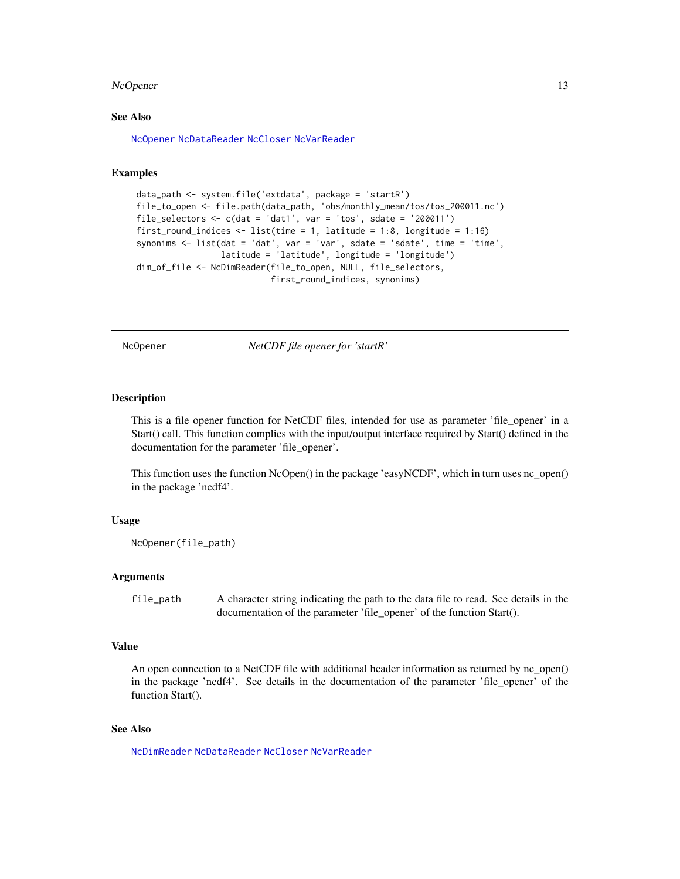### See Also

NcOpener NcDataReader NcCloser NcVarReader

### Examples

```
data_path <- system.file('extdata', package = 'startR')
file_to_open <- file.path(data_path, 'obs/monthly_mean/tos/tos_200011.nc')
file_selectors <- c(dat = 'dat1', var = 'tos', sdate = '200011')
first_round_indices <- list(time = 1, latitude = 1:8, longitude = 1:16)
synonims <- list(dat = 'dat', var = 'var', sdate = 'sdate', time = 'time',
                 latitude = 'latitude', longitude = 'longitude')
dim_of_file <- NcDimReader(file_to_open, NULL, file_selectors,
                           first_round_indices, synonims)
```

---

## NcOpener — *NetCDF file opener for 'startR'*

### Description

This is a file opener function for NetCDF files, intended for use as parameter 'file_opener' in a Start() call. This function complies with the input/output interface required by Start() defined in the documentation for the parameter 'file_opener'.

This function uses the function NcOpen() in the package 'easyNCDF', which in turn uses nc_open() in the package 'ncdf4'.

### Usage

```
NcOpener(file_path)
```

### Arguments

| | |
|---|---|
| `file_path` | A character string indicating the path to the data file to read. See details in the documentation of the parameter 'file_opener' of the function Start(). |

### Value

An open connection to a NetCDF file with additional header information as returned by nc_open() in the package 'ncdf4'. See details in the documentation of the parameter 'file_opener' of the function Start().

### See Also

NcDimReader NcDataReader NcCloser NcVarReader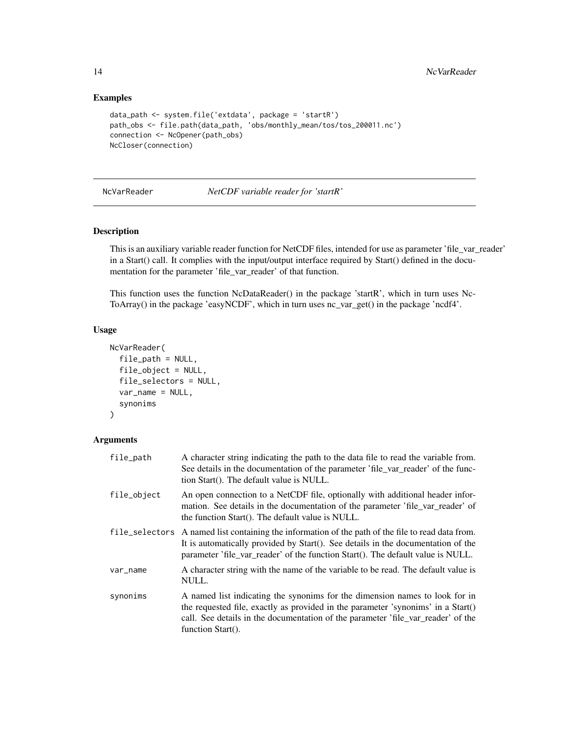## Examples

```
data_path <- system.file('extdata', package = 'startR')
path_obs <- file.path(data_path, 'obs/monthly_mean/tos/tos_200011.nc')
connection <- NcOpener(path_obs)
NcCloser(connection)
```

---

# NcVarReader *NetCDF variable reader for 'startR'*

---

## Description

This is an auxiliary variable reader function for NetCDF files, intended for use as parameter 'file_var_reader' in a Start() call. It complies with the input/output interface required by Start() defined in the documentation for the parameter 'file_var_reader' of that function.

This function uses the function NcDataReader() in the package 'startR', which in turn uses NcToArray() in the package 'easyNCDF', which in turn uses nc_var_get() in the package 'ncdf4'.

## Usage

```
NcVarReader(
  file_path = NULL,
  file_object = NULL,
  file_selectors = NULL,
  var_name = NULL,
  synonims
)
```

## Arguments

| | |
|---|---|
| file_path | A character string indicating the path to the data file to read the variable from. See details in the documentation of the parameter 'file_var_reader' of the function Start(). The default value is NULL. |
| file_object | An open connection to a NetCDF file, optionally with additional header information. See details in the documentation of the parameter 'file_var_reader' of the function Start(). The default value is NULL. |
| file_selectors | A named list containing the information of the path of the file to read data from. It is automatically provided by Start(). See details in the documentation of the parameter 'file_var_reader' of the function Start(). The default value is NULL. |
| var_name | A character string with the name of the variable to be read. The default value is NULL. |
| synonims | A named list indicating the synonims for the dimension names to look for in the requested file, exactly as provided in the parameter 'synonims' in a Start() call. See details in the documentation of the parameter 'file_var_reader' of the function Start(). |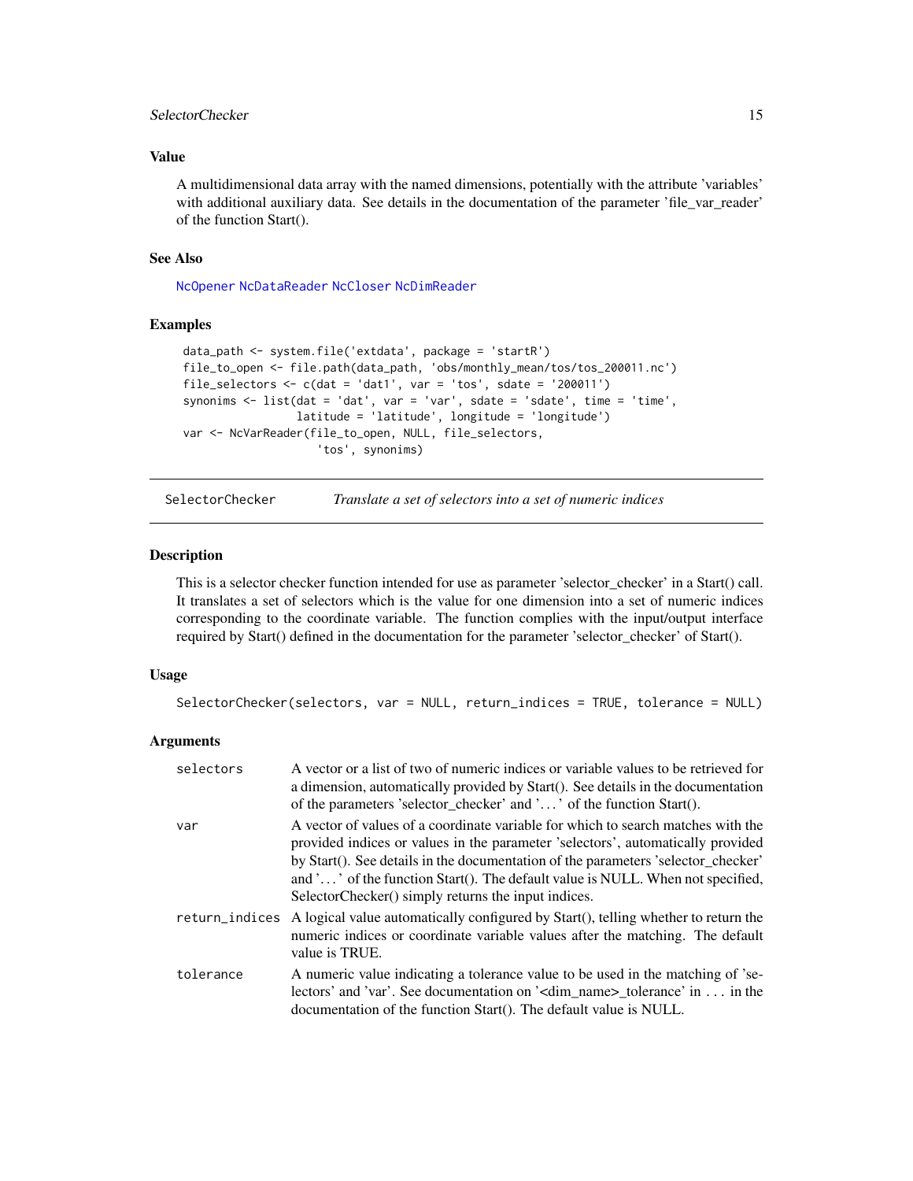### Value

A multidimensional data array with the named dimensions, potentially with the attribute 'variables' with additional auxiliary data. See details in the documentation of the parameter 'file_var_reader' of the function Start().

### See Also

NcOpener NcDataReader NcCloser NcDimReader

### Examples

```
data_path <- system.file('extdata', package = 'startR')
file_to_open <- file.path(data_path, 'obs/monthly_mean/tos/tos_200011.nc')
file_selectors <- c(dat = 'dat1', var = 'tos', sdate = '200011')
synonims <- list(dat = 'dat', var = 'var', sdate = 'sdate', time = 'time',
                 latitude = 'latitude', longitude = 'longitude')
var <- NcVarReader(file_to_open, NULL, file_selectors,
                   'tos', synonims)
```

---

## SelectorChecker — *Translate a set of selectors into a set of numeric indices*

### Description

This is a selector checker function intended for use as parameter 'selector_checker' in a Start() call. It translates a set of selectors which is the value for one dimension into a set of numeric indices corresponding to the coordinate variable. The function complies with the input/output interface required by Start() defined in the documentation for the parameter 'selector_checker' of Start().

### Usage

```
SelectorChecker(selectors, var = NULL, return_indices = TRUE, tolerance = NULL)
```

### Arguments

| | |
|---|---|
| selectors | A vector or a list of two of numeric indices or variable values to be retrieved for a dimension, automatically provided by Start(). See details in the documentation of the parameters 'selector_checker' and '...' of the function Start(). |
| var | A vector of values of a coordinate variable for which to search matches with the provided indices or values in the parameter 'selectors', automatically provided by Start(). See details in the documentation of the parameters 'selector_checker' and '...' of the function Start(). The default value is NULL. When not specified, SelectorChecker() simply returns the input indices. |
| return_indices | A logical value automatically configured by Start(), telling whether to return the numeric indices or coordinate variable values after the matching. The default value is TRUE. |
| tolerance | A numeric value indicating a tolerance value to be used in the matching of 'selectors' and 'var'. See documentation on '<dim_name>_tolerance' in ... in the documentation of the function Start(). The default value is NULL. |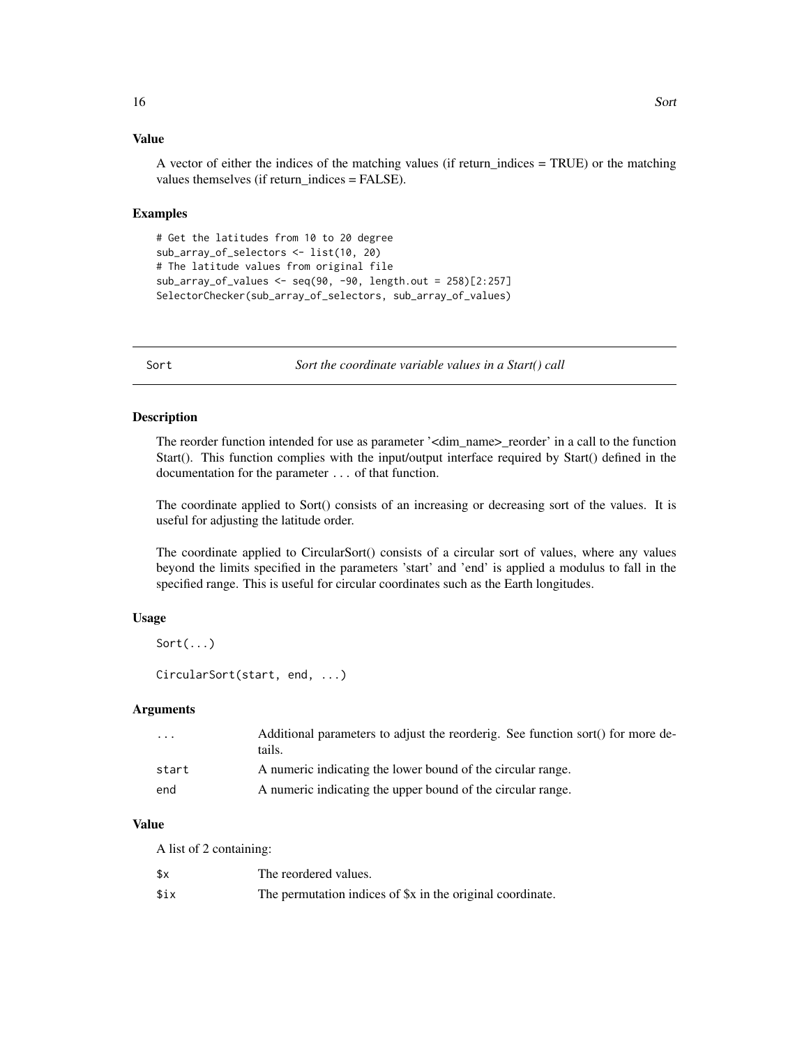### Value

A vector of either the indices of the matching values (if return_indices = TRUE) or the matching values themselves (if return_indices = FALSE).

### Examples

```
# Get the latitudes from 10 to 20 degree
sub_array_of_selectors <- list(10, 20)
# The latitude values from original file
sub_array_of_values <- seq(90, -90, length.out = 258)[2:257]
SelectorChecker(sub_array_of_selectors, sub_array_of_values)
```

---

## Sort — *Sort the coordinate variable values in a Start() call*

---

### Description

The reorder function intended for use as parameter '<dim_name>_reorder' in a call to the function Start(). This function complies with the input/output interface required by Start() defined in the documentation for the parameter ... of that function.

The coordinate applied to Sort() consists of an increasing or decreasing sort of the values. It is useful for adjusting the latitude order.

The coordinate applied to CircularSort() consists of a circular sort of values, where any values beyond the limits specified in the parameters 'start' and 'end' is applied a modulus to fall in the specified range. This is useful for circular coordinates such as the Earth longitudes.

### Usage

```
Sort(...)

CircularSort(start, end, ...)
```

### Arguments

| | |
|---|---|
| ... | Additional parameters to adjust the reorderig. See function sort() for more details. |
| start | A numeric indicating the lower bound of the circular range. |
| end | A numeric indicating the upper bound of the circular range. |

### Value

A list of 2 containing:

| | |
|---|---|
| $x | The reordered values. |
| $ix | The permutation indices of $x in the original coordinate. |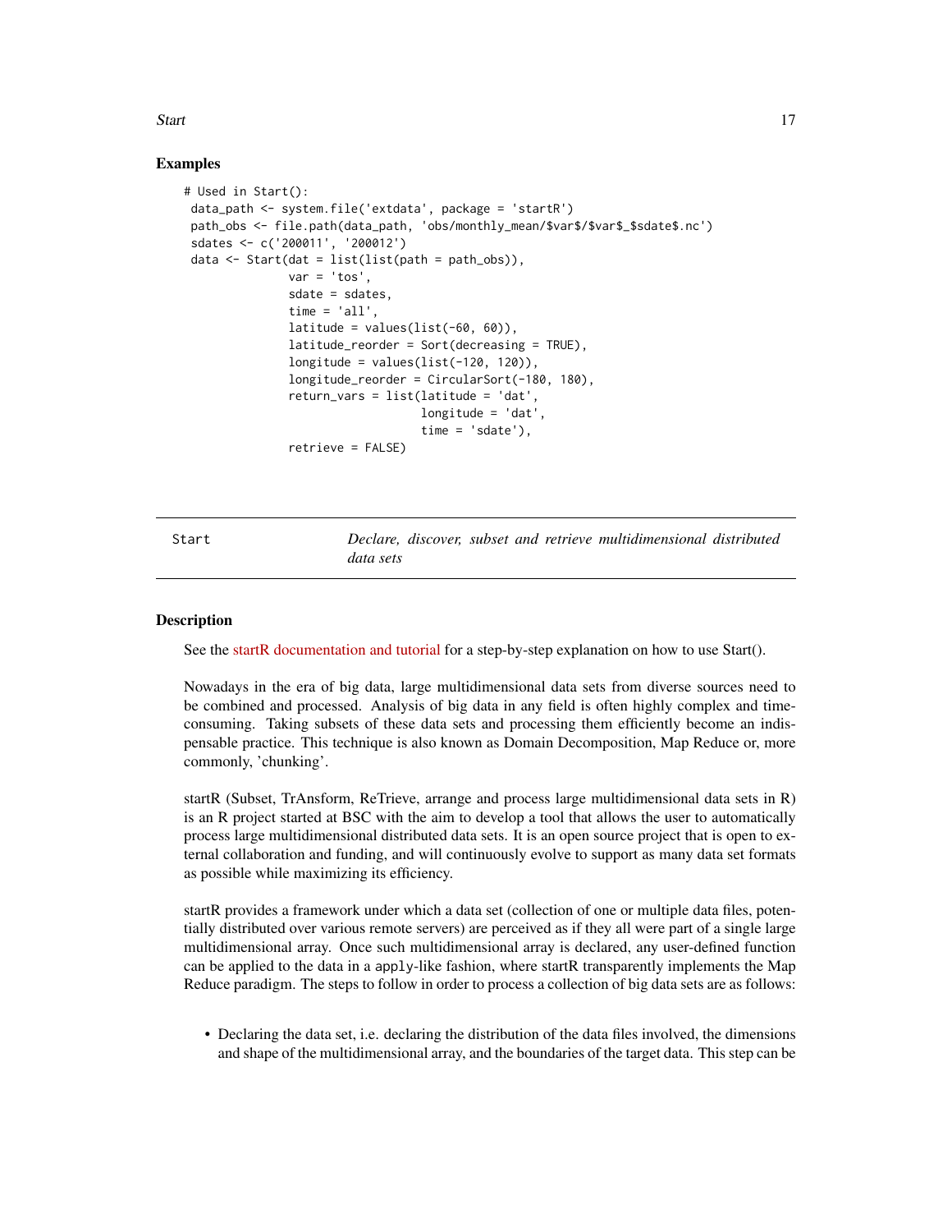## Examples

```
# Used in Start():
 data_path <- system.file('extdata', package = 'startR')
 path_obs <- file.path(data_path, 'obs/monthly_mean/$var$/$var$_$sdate$.nc')
 sdates <- c('200011', '200012')
 data <- Start(dat = list(list(path = path_obs)),
               var = 'tos',
               sdate = sdates,
               time = 'all',
               latitude = values(list(-60, 60)),
               latitude_reorder = Sort(decreasing = TRUE),
               longitude = values(list(-120, 120)),
               longitude_reorder = CircularSort(-180, 180),
               return_vars = list(latitude = 'dat',
                                  longitude = 'dat',
                                  time = 'sdate'),
               retrieve = FALSE)
```

---

| Start | *Declare, discover, subset and retrieve multidimensional distributed data sets* |
|---|---|

## Description

See the startR documentation and tutorial for a step-by-step explanation on how to use Start().

Nowadays in the era of big data, large multidimensional data sets from diverse sources need to be combined and processed. Analysis of big data in any field is often highly complex and time-consuming. Taking subsets of these data sets and processing them efficiently become an indispensable practice. This technique is also known as Domain Decomposition, Map Reduce or, more commonly, 'chunking'.

startR (Subset, TrAnsform, ReTrieve, arrange and process large multidimensional data sets in R) is an R project started at BSC with the aim to develop a tool that allows the user to automatically process large multidimensional distributed data sets. It is an open source project that is open to external collaboration and funding, and will continuously evolve to support as many data set formats as possible while maximizing its efficiency.

startR provides a framework under which a data set (collection of one or multiple data files, potentially distributed over various remote servers) are perceived as if they all were part of a single large multidimensional array. Once such multidimensional array is declared, any user-defined function can be applied to the data in a `apply`-like fashion, where startR transparently implements the Map Reduce paradigm. The steps to follow in order to process a collection of big data sets are as follows:

- Declaring the data set, i.e. declaring the distribution of the data files involved, the dimensions and shape of the multidimensional array, and the boundaries of the target data. This step can be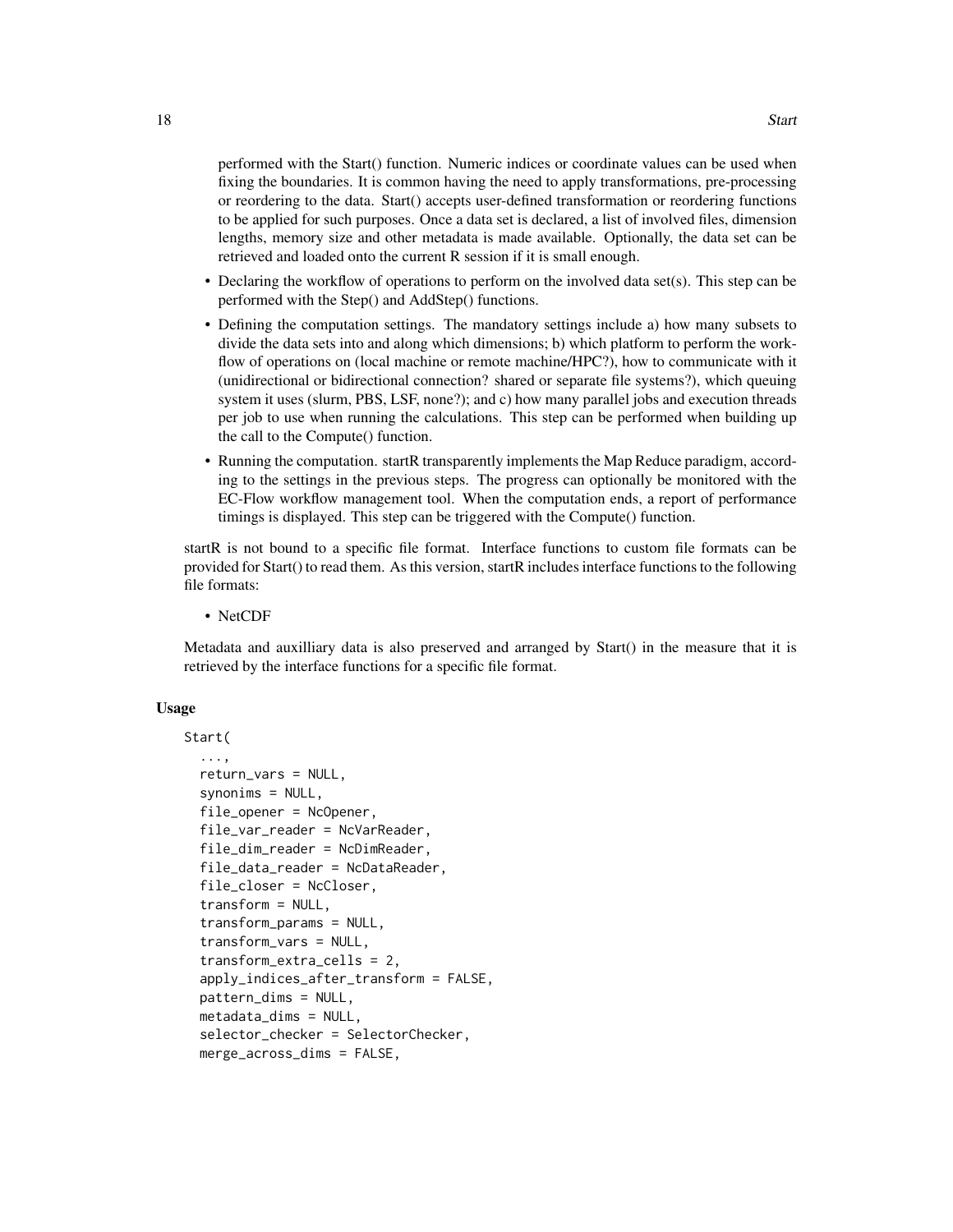performed with the Start() function. Numeric indices or coordinate values can be used when fixing the boundaries. It is common having the need to apply transformations, pre-processing or reordering to the data. Start() accepts user-defined transformation or reordering functions to be applied for such purposes. Once a data set is declared, a list of involved files, dimension lengths, memory size and other metadata is made available. Optionally, the data set can be retrieved and loaded onto the current R session if it is small enough.

- Declaring the workflow of operations to perform on the involved data set(s). This step can be performed with the Step() and AddStep() functions.
- Defining the computation settings. The mandatory settings include a) how many subsets to divide the data sets into and along which dimensions; b) which platform to perform the workflow of operations on (local machine or remote machine/HPC?), how to communicate with it (unidirectional or bidirectional connection? shared or separate file systems?), which queuing system it uses (slurm, PBS, LSF, none?); and c) how many parallel jobs and execution threads per job to use when running the calculations. This step can be performed when building up the call to the Compute() function.
- Running the computation. startR transparently implements the Map Reduce paradigm, according to the settings in the previous steps. The progress can optionally be monitored with the EC-Flow workflow management tool. When the computation ends, a report of performance timings is displayed. This step can be triggered with the Compute() function.

startR is not bound to a specific file format. Interface functions to custom file formats can be provided for Start() to read them. As this version, startR includes interface functions to the following file formats:

- NetCDF

Metadata and auxilliary data is also preserved and arranged by Start() in the measure that it is retrieved by the interface functions for a specific file format.

## Usage

```
Start(
  ...,
  return_vars = NULL,
  synonims = NULL,
  file_opener = NcOpener,
  file_var_reader = NcVarReader,
  file_dim_reader = NcDimReader,
  file_data_reader = NcDataReader,
  file_closer = NcCloser,
  transform = NULL,
  transform_params = NULL,
  transform_vars = NULL,
  transform_extra_cells = 2,
  apply_indices_after_transform = FALSE,
  pattern_dims = NULL,
  metadata_dims = NULL,
  selector_checker = SelectorChecker,
  merge_across_dims = FALSE,
```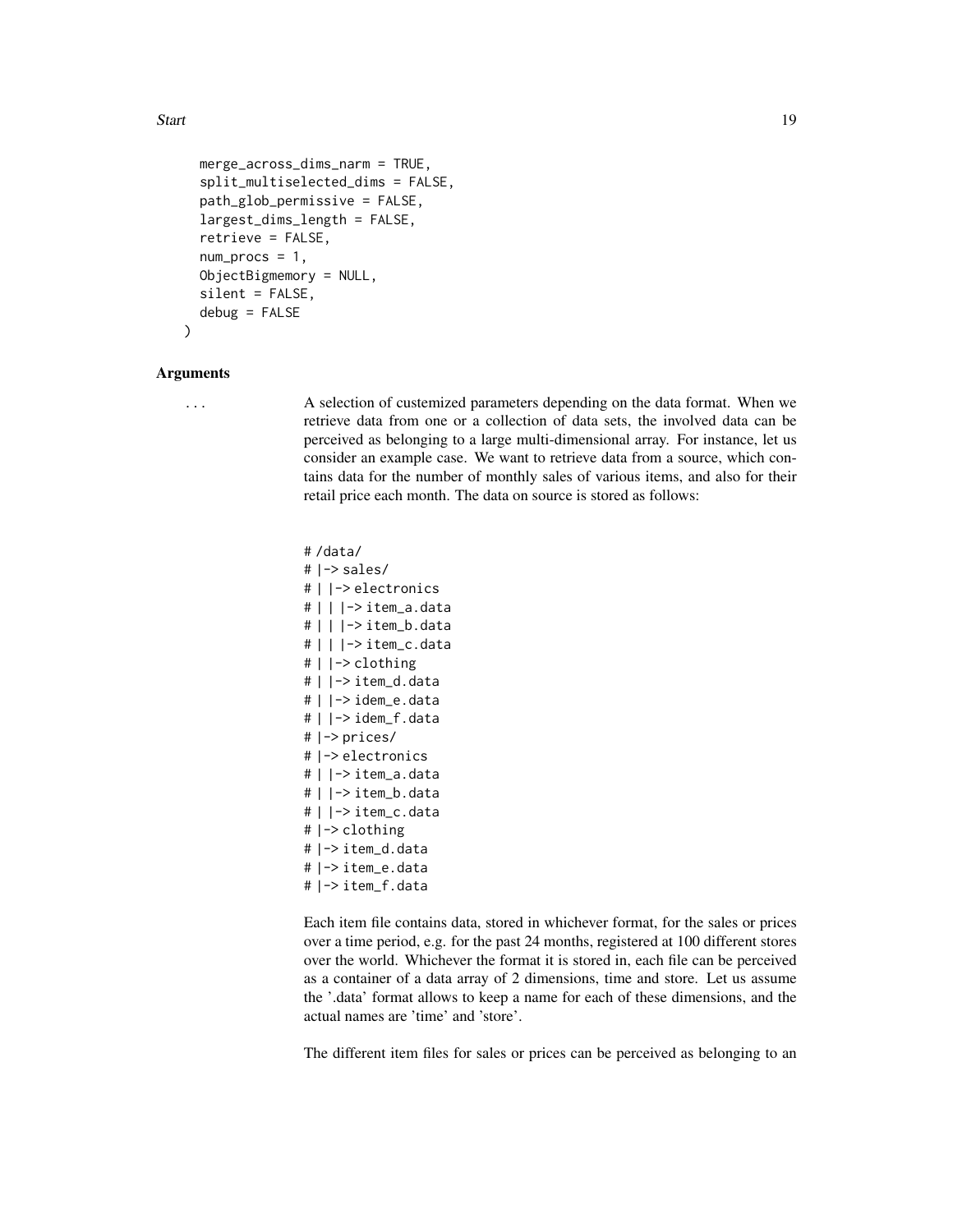```
  merge_across_dims_narm = TRUE,
  split_multiselected_dims = FALSE,
  path_glob_permissive = FALSE,
  largest_dims_length = FALSE,
  retrieve = FALSE,
  num_procs = 1,
  ObjectBigmemory = NULL,
  silent = FALSE,
  debug = FALSE
)
```

## Arguments

`...` A selection of custemized parameters depending on the data format. When we retrieve data from one or a collection of data sets, the involved data can be perceived as belonging to a large multi-dimensional array. For instance, let us consider an example case. We want to retrieve data from a source, which contains data for the number of monthly sales of various items, and also for their retail price each month. The data on source is stored as follows:

```
# /data/
# |-> sales/
# | |-> electronics
# | | |-> item_a.data
# | | |-> item_b.data
# | | |-> item_c.data
# | |-> clothing
# | |-> item_d.data
# | |-> idem_e.data
# | |-> idem_f.data
# |-> prices/
# |-> electronics
# | |-> item_a.data
# | |-> item_b.data
# | |-> item_c.data
# |-> clothing
# |-> item_d.data
# |-> item_e.data
# |-> item_f.data
```

Each item file contains data, stored in whichever format, for the sales or prices over a time period, e.g. for the past 24 months, registered at 100 different stores over the world. Whichever the format it is stored in, each file can be perceived as a container of a data array of 2 dimensions, time and store. Let us assume the '.data' format allows to keep a name for each of these dimensions, and the actual names are 'time' and 'store'.

The different item files for sales or prices can be perceived as belonging to an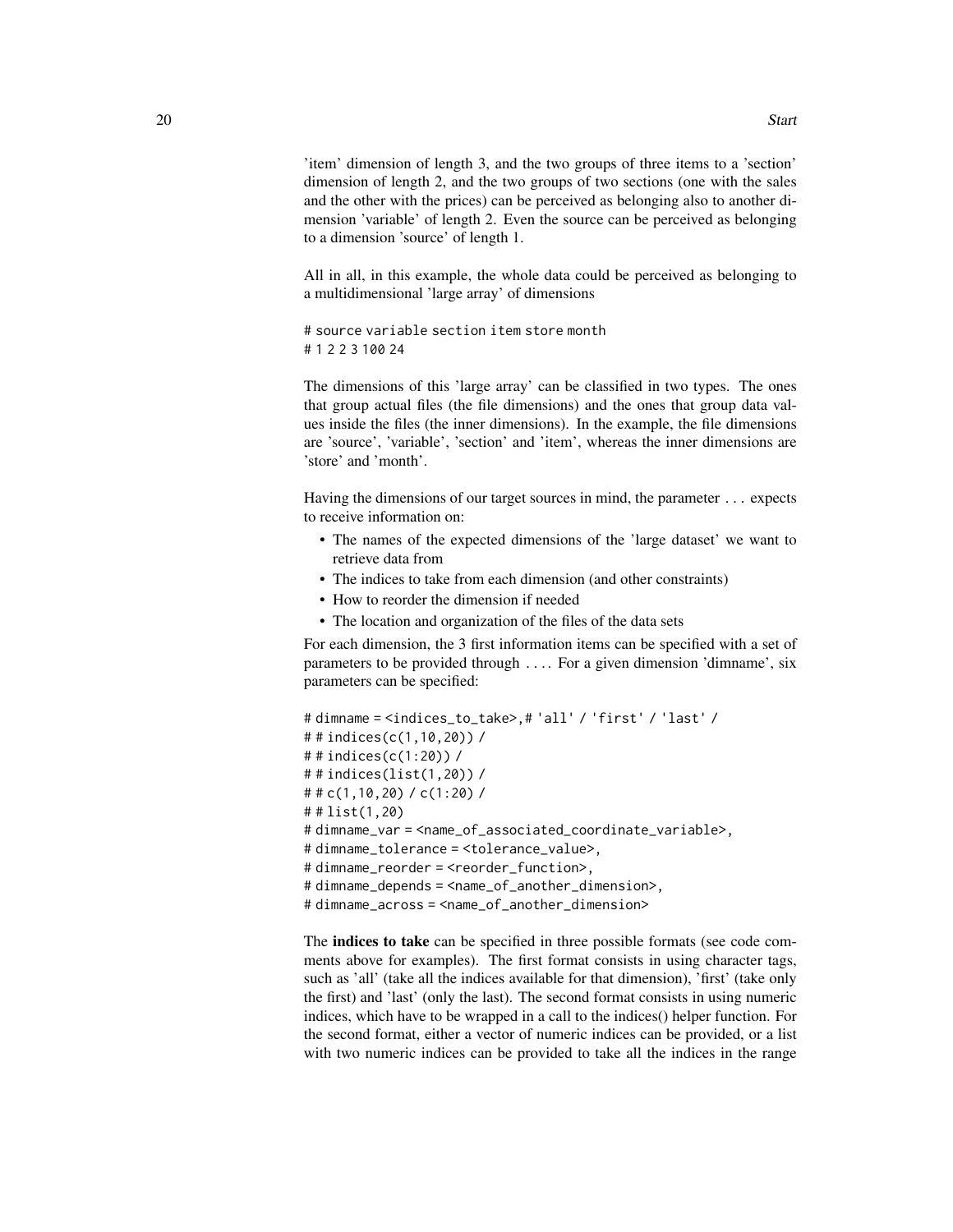'item' dimension of length 3, and the two groups of three items to a 'section' dimension of length 2, and the two groups of two sections (one with the sales and the other with the prices) can be perceived as belonging also to another dimension 'variable' of length 2. Even the source can be perceived as belonging to a dimension 'source' of length 1.

All in all, in this example, the whole data could be perceived as belonging to a multidimensional 'large array' of dimensions

```
# source variable section item store month
# 1 2 2 3 100 24
```

The dimensions of this 'large array' can be classified in two types. The ones that group actual files (the file dimensions) and the ones that group data values inside the files (the inner dimensions). In the example, the file dimensions are 'source', 'variable', 'section' and 'item', whereas the inner dimensions are 'store' and 'month'.

Having the dimensions of our target sources in mind, the parameter `...` expects to receive information on:

- The names of the expected dimensions of the 'large dataset' we want to retrieve data from
- The indices to take from each dimension (and other constraints)
- How to reorder the dimension if needed
- The location and organization of the files of the data sets

For each dimension, the 3 first information items can be specified with a set of parameters to be provided through `...`. For a given dimension 'dimname', six parameters can be specified:

```
# dimname = <indices_to_take>,# 'all' / 'first' / 'last' /
# # indices(c(1,10,20)) /
# # indices(c(1:20)) /
# # indices(list(1,20)) /
# # c(1,10,20) / c(1:20) /
# # list(1,20)
# dimname_var = <name_of_associated_coordinate_variable>,
# dimname_tolerance = <tolerance_value>,
# dimname_reorder = <reorder_function>,
# dimname_depends = <name_of_another_dimension>,
# dimname_across = <name_of_another_dimension>
```

The **indices to take** can be specified in three possible formats (see code comments above for examples). The first format consists in using character tags, such as 'all' (take all the indices available for that dimension), 'first' (take only the first) and 'last' (only the last). The second format consists in using numeric indices, which have to be wrapped in a call to the indices() helper function. For the second format, either a vector of numeric indices can be provided, or a list with two numeric indices can be provided to take all the indices in the range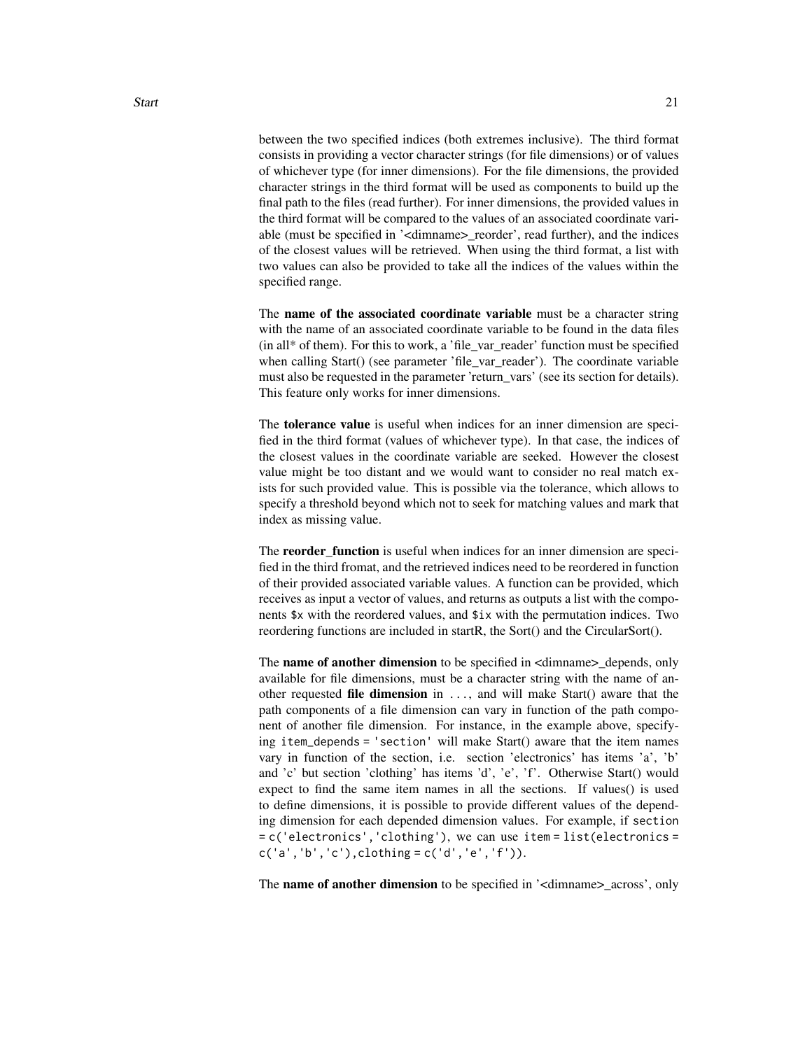between the two specified indices (both extremes inclusive). The third format consists in providing a vector character strings (for file dimensions) or of values of whichever type (for inner dimensions). For the file dimensions, the provided character strings in the third format will be used as components to build up the final path to the files (read further). For inner dimensions, the provided values in the third format will be compared to the values of an associated coordinate variable (must be specified in '<dimname>_reorder', read further), and the indices of the closest values will be retrieved. When using the third format, a list with two values can also be provided to take all the indices of the values within the specified range.

The **name of the associated coordinate variable** must be a character string with the name of an associated coordinate variable to be found in the data files (in all* of them). For this to work, a 'file_var_reader' function must be specified when calling Start() (see parameter 'file_var_reader'). The coordinate variable must also be requested in the parameter 'return_vars' (see its section for details). This feature only works for inner dimensions.

The **tolerance value** is useful when indices for an inner dimension are specified in the third format (values of whichever type). In that case, the indices of the closest values in the coordinate variable are seeked. However the closest value might be too distant and we would want to consider no real match exists for such provided value. This is possible via the tolerance, which allows to specify a threshold beyond which not to seek for matching values and mark that index as missing value.

The **reorder_function** is useful when indices for an inner dimension are specified in the third fromat, and the retrieved indices need to be reordered in function of their provided associated variable values. A function can be provided, which receives as input a vector of values, and returns as outputs a list with the components `$x` with the reordered values, and `$ix` with the permutation indices. Two reordering functions are included in startR, the Sort() and the CircularSort().

The **name of another dimension** to be specified in <dimname>_depends, only available for file dimensions, must be a character string with the name of another requested **file dimension** in `...`, and will make Start() aware that the path components of a file dimension can vary in function of the path component of another file dimension. For instance, in the example above, specifying `item_depends = 'section'` will make Start() aware that the item names vary in function of the section, i.e. section 'electronics' has items 'a', 'b' and 'c' but section 'clothing' has items 'd', 'e', 'f'. Otherwise Start() would expect to find the same item names in all the sections. If values() is used to define dimensions, it is possible to provide different values of the depending dimension for each depended dimension values. For example, if `section = c('electronics','clothing')`, we can use `item = list(electronics = c('a','b','c'),clothing = c('d','e','f'))`.

The **name of another dimension** to be specified in '<dimname>_across', only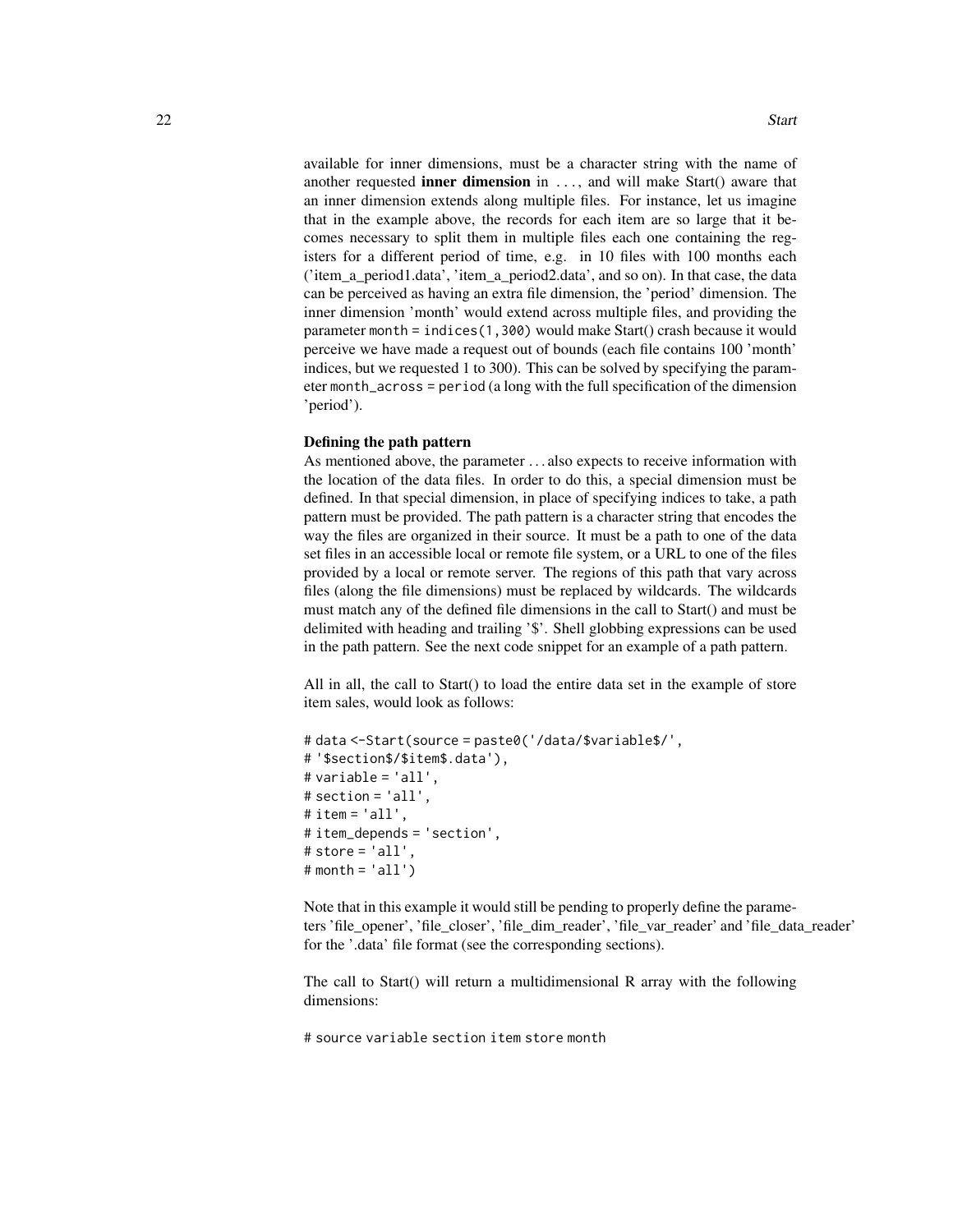available for inner dimensions, must be a character string with the name of another requested **inner dimension** in `...`, and will make Start() aware that an inner dimension extends along multiple files. For instance, let us imagine that in the example above, the records for each item are so large that it becomes necessary to split them in multiple files each one containing the registers for a different period of time, e.g. in 10 files with 100 months each ('item_a_period1.data', 'item_a_period2.data', and so on). In that case, the data can be perceived as having an extra file dimension, the 'period' dimension. The inner dimension 'month' would extend across multiple files, and providing the parameter `month = indices(1,300)` would make Start() crash because it would perceive we have made a request out of bounds (each file contains 100 'month' indices, but we requested 1 to 300). This can be solved by specifying the parameter `month_across = period` (a long with the full specification of the dimension 'period').

**Defining the path pattern**

As mentioned above, the parameter ... also expects to receive information with the location of the data files. In order to do this, a special dimension must be defined. In that special dimension, in place of specifying indices to take, a path pattern must be provided. The path pattern is a character string that encodes the way the files are organized in their source. It must be a path to one of the data set files in an accessible local or remote file system, or a URL to one of the files provided by a local or remote server. The regions of this path that vary across files (along the file dimensions) must be replaced by wildcards. The wildcards must match any of the defined file dimensions in the call to Start() and must be delimited with heading and trailing '$'. Shell globbing expressions can be used in the path pattern. See the next code snippet for an example of a path pattern.

All in all, the call to Start() to load the entire data set in the example of store item sales, would look as follows:

```
# data <-Start(source = paste0('/data/$variable$/',
# '$section$/$item$.data'),
# variable = 'all',
# section = 'all',
# item = 'all',
# item_depends = 'section',
# store = 'all',
# month = 'all')
```

Note that in this example it would still be pending to properly define the parameters 'file_opener', 'file_closer', 'file_dim_reader', 'file_var_reader' and 'file_data_reader' for the '.data' file format (see the corresponding sections).

The call to Start() will return a multidimensional R array with the following dimensions:

```
# source variable section item store month
```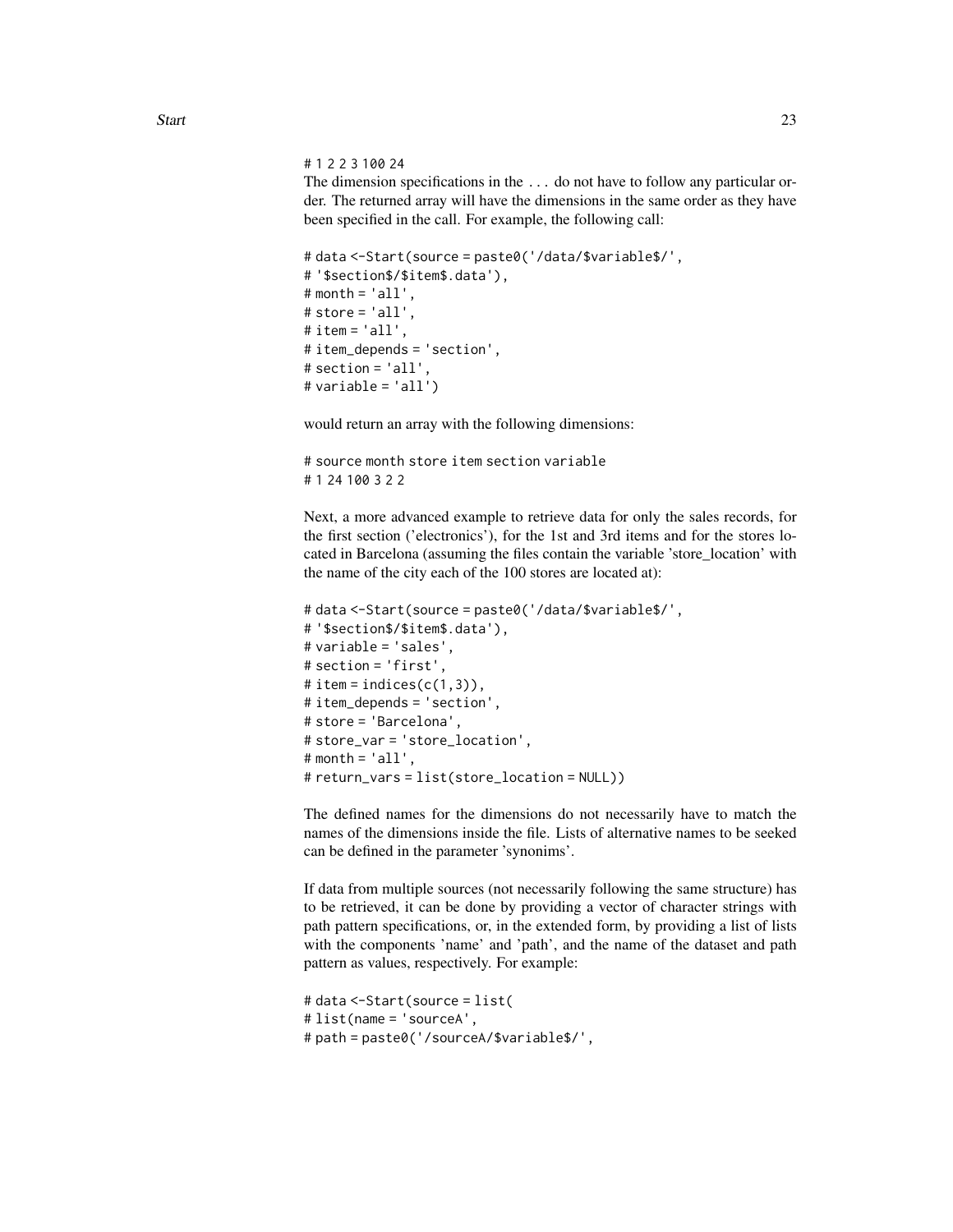```
# 1 2 2 3 100 24
```

The dimension specifications in the ... do not have to follow any particular order. The returned array will have the dimensions in the same order as they have been specified in the call. For example, the following call:

```
# data <-Start(source = paste0('/data/$variable$/',
# '$section$/$item$.data'),
# month = 'all',
# store = 'all',
# item = 'all',
# item_depends = 'section',
# section = 'all',
# variable = 'all')
```

would return an array with the following dimensions:

```
# source month store item section variable
# 1 24 100 3 2 2
```

Next, a more advanced example to retrieve data for only the sales records, for the first section ('electronics'), for the 1st and 3rd items and for the stores located in Barcelona (assuming the files contain the variable 'store_location' with the name of the city each of the 100 stores are located at):

```
# data <-Start(source = paste0('/data/$variable$/',
# '$section$/$item$.data'),
# variable = 'sales',
# section = 'first',
# item = indices(c(1,3)),
# item_depends = 'section',
# store = 'Barcelona',
# store_var = 'store_location',
# month = 'all',
# return_vars = list(store_location = NULL))
```

The defined names for the dimensions do not necessarily have to match the names of the dimensions inside the file. Lists of alternative names to be seeked can be defined in the parameter 'synonims'.

If data from multiple sources (not necessarily following the same structure) has to be retrieved, it can be done by providing a vector of character strings with path pattern specifications, or, in the extended form, by providing a list of lists with the components 'name' and 'path', and the name of the dataset and path pattern as values, respectively. For example:

```
# data <-Start(source = list(
# list(name = 'sourceA',
# path = paste0('/sourceA/$variable$/',
```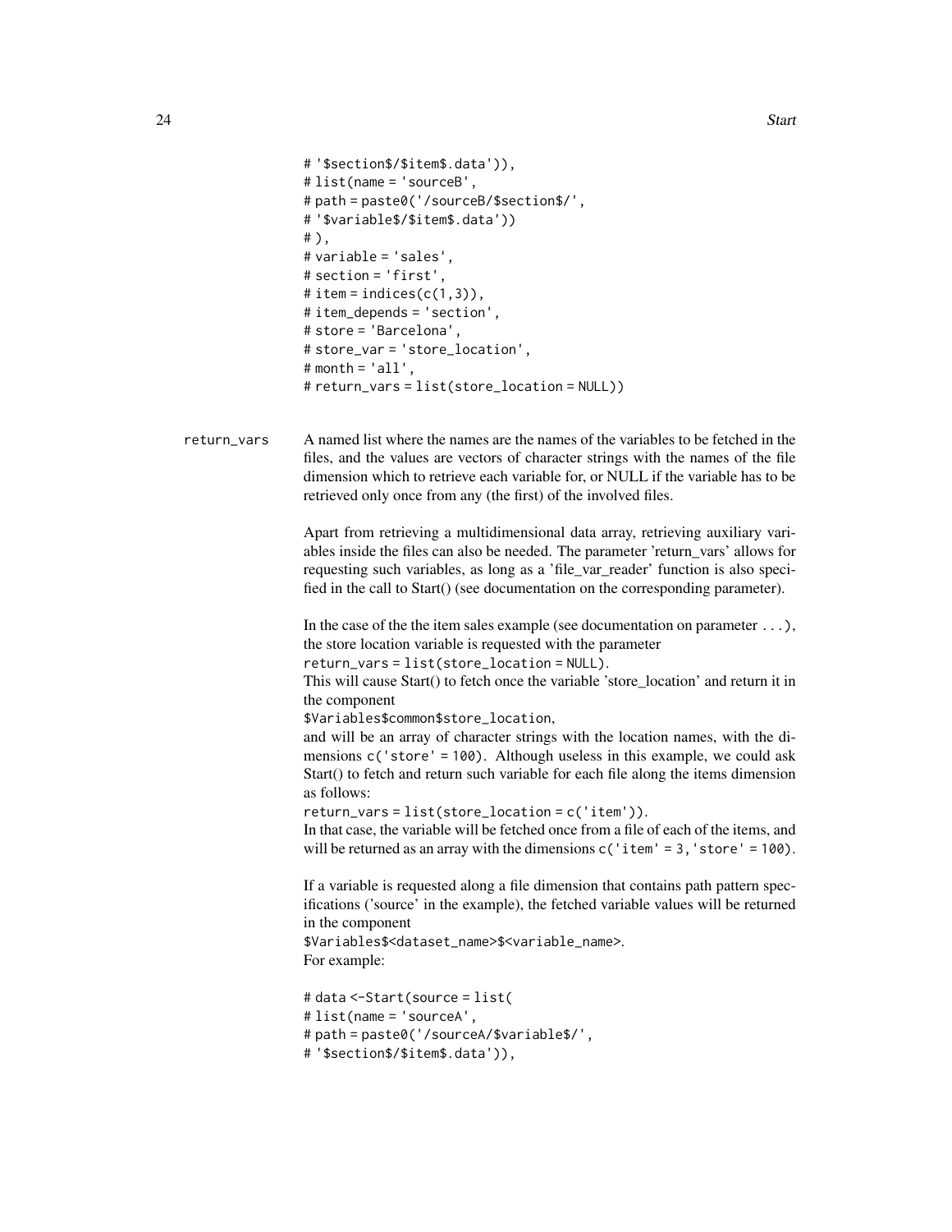```
# '$section$/$item$.data')),
# list(name = 'sourceB',
# path = paste0('/sourceB/$section$/',
# '$variable$/$item$.data'))
# ),
# variable = 'sales',
# section = 'first',
# item = indices(c(1,3)),
# item_depends = 'section',
# store = 'Barcelona',
# store_var = 'store_location',
# month = 'all',
# return_vars = list(store_location = NULL))
```

**return_vars** A named list where the names are the names of the variables to be fetched in the files, and the values are vectors of character strings with the names of the file dimension which to retrieve each variable for, or NULL if the variable has to be retrieved only once from any (the first) of the involved files.

Apart from retrieving a multidimensional data array, retrieving auxiliary variables inside the files can also be needed. The parameter 'return_vars' allows for requesting such variables, as long as a 'file_var_reader' function is also specified in the call to Start() (see documentation on the corresponding parameter).

In the case of the the item sales example (see documentation on parameter `...`), the store location variable is requested with the parameter
`return_vars = list(store_location = NULL)`.
This will cause Start() to fetch once the variable 'store_location' and return it in the component
`$Variables$common$store_location`,
and will be an array of character strings with the location names, with the dimensions `c('store' = 100)`. Although useless in this example, we could ask Start() to fetch and return such variable for each file along the items dimension as follows:
`return_vars = list(store_location = c('item'))`.
In that case, the variable will be fetched once from a file of each of the items, and will be returned as an array with the dimensions `c('item' = 3, 'store' = 100)`.

If a variable is requested along a file dimension that contains path pattern specifications ('source' in the example), the fetched variable values will be returned in the component
`$Variables$<dataset_name>$<variable_name>`.
For example:

```
# data <-Start(source = list(
# list(name = 'sourceA',
# path = paste0('/sourceA/$variable$/',
# '$section$/$item$.data')),
```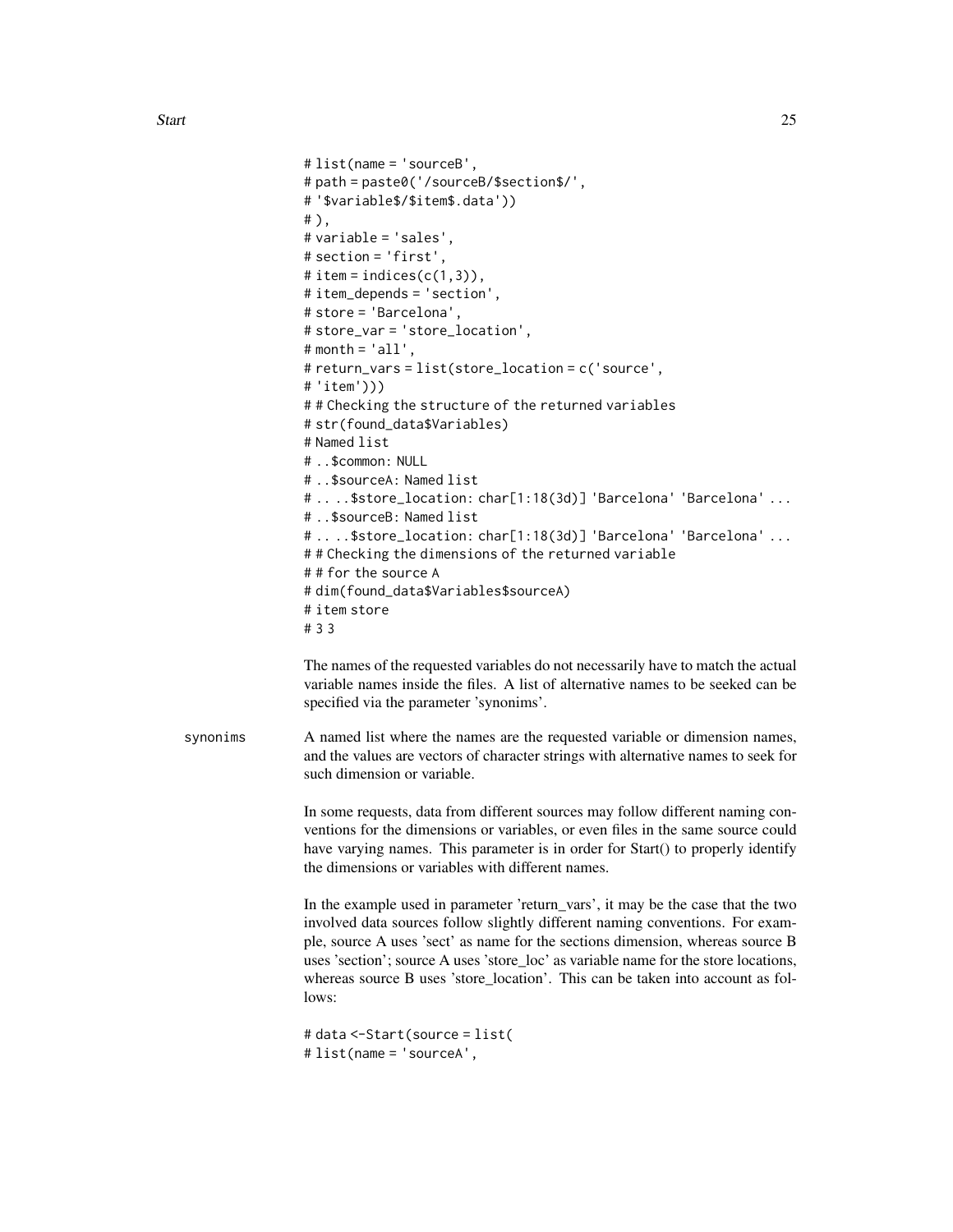```
# list(name = 'sourceB',
# path = paste0('/sourceB/$section$/',
# '$variable$/$item$.data'))
# ),
# variable = 'sales',
# section = 'first',
# item = indices(c(1,3)),
# item_depends = 'section',
# store = 'Barcelona',
# store_var = 'store_location',
# month = 'all',
# return_vars = list(store_location = c('source',
# 'item')))
# # Checking the structure of the returned variables
# str(found_data$Variables)
# Named list
# ..$common: NULL
# ..$sourceA: Named list
# .. ..$store_location: char[1:18(3d)] 'Barcelona' 'Barcelona' ...
# ..$sourceB: Named list
# .. ..$store_location: char[1:18(3d)] 'Barcelona' 'Barcelona' ...
# # Checking the dimensions of the returned variable
# # for the source A
# dim(found_data$Variables$sourceA)
# item store
# 3 3
```

The names of the requested variables do not necessarily have to match the actual variable names inside the files. A list of alternative names to be seeked can be specified via the parameter 'synonims'.

**synonims** A named list where the names are the requested variable or dimension names, and the values are vectors of character strings with alternative names to seek for such dimension or variable.

In some requests, data from different sources may follow different naming conventions for the dimensions or variables, or even files in the same source could have varying names. This parameter is in order for Start() to properly identify the dimensions or variables with different names.

In the example used in parameter 'return_vars', it may be the case that the two involved data sources follow slightly different naming conventions. For example, source A uses 'sect' as name for the sections dimension, whereas source B uses 'section'; source A uses 'store_loc' as variable name for the store locations, whereas source B uses 'store_location'. This can be taken into account as follows:

```
# data <-Start(source = list(
# list(name = 'sourceA',
```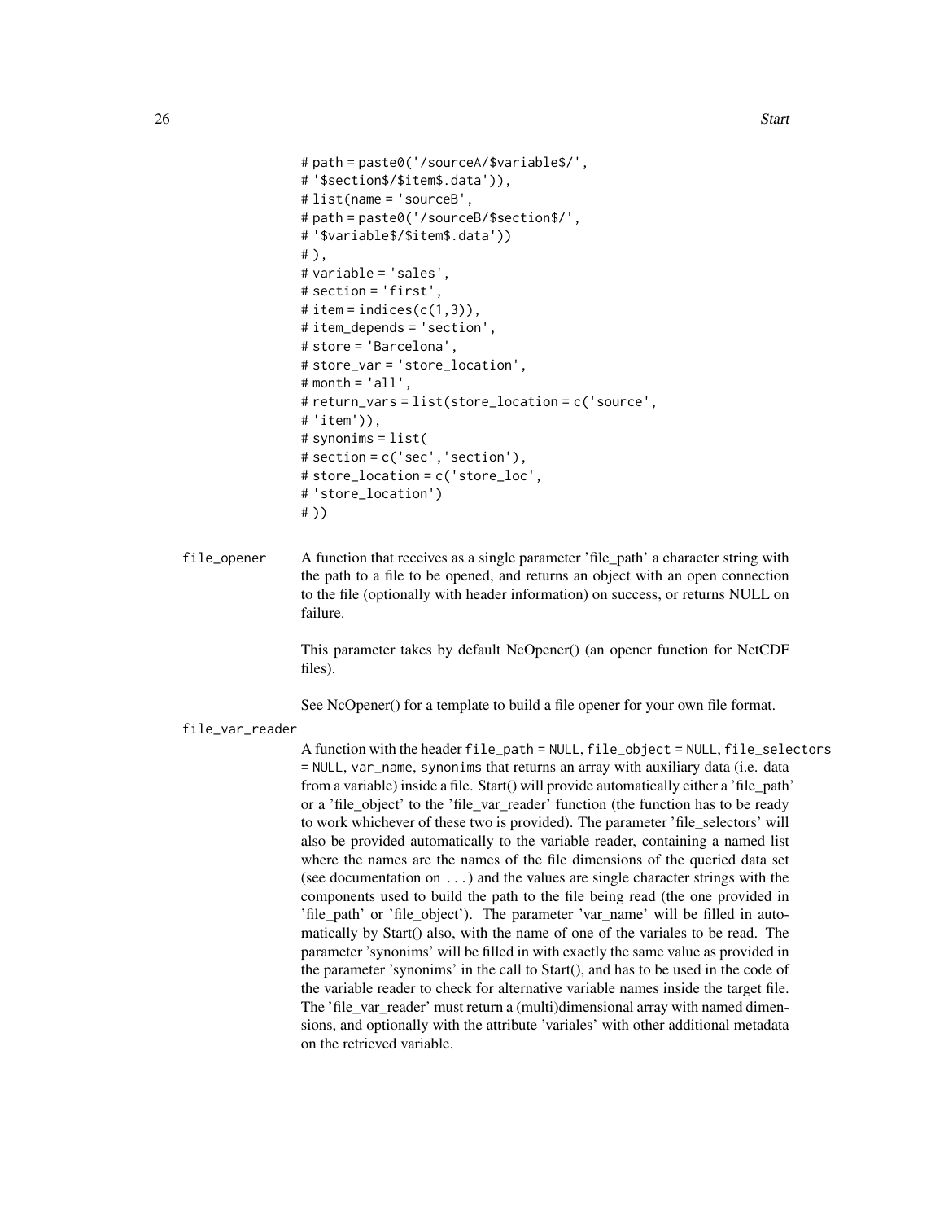```
# path = paste0('/sourceA/$variable$/',
# '$section$/$item$.data')),
# list(name = 'sourceB',
# path = paste0('/sourceB/$section$/',
# '$variable$/$item$.data'))
# ),
# variable = 'sales',
# section = 'first',
# item = indices(c(1,3)),
# item_depends = 'section',
# store = 'Barcelona',
# store_var = 'store_location',
# month = 'all',
# return_vars = list(store_location = c('source',
# 'item')),
# synonims = list(
# section = c('sec','section'),
# store_location = c('store_loc',
# 'store_location')
# ))
```

**file_opener** A function that receives as a single parameter 'file_path' a character string with the path to a file to be opened, and returns an object with an open connection to the file (optionally with header information) on success, or returns NULL on failure.

This parameter takes by default NcOpener() (an opener function for NetCDF files).

See NcOpener() for a template to build a file opener for your own file format.

**file_var_reader** A function with the header `file_path = NULL`, `file_object = NULL`, `file_selectors = NULL`, `var_name`, `synonims` that returns an array with auxiliary data (i.e. data from a variable) inside a file. Start() will provide automatically either a 'file_path' or a 'file_object' to the 'file_var_reader' function (the function has to be ready to work whichever of these two is provided). The parameter 'file_selectors' will also be provided automatically to the variable reader, containing a named list where the names are the names of the file dimensions of the queried data set (see documentation on `...`) and the values are single character strings with the components used to build the path to the file being read (the one provided in 'file_path' or 'file_object'). The parameter 'var_name' will be filled in automatically by Start() also, with the name of one of the variales to be read. The parameter 'synonims' will be filled in with exactly the same value as provided in the parameter 'synonims' in the call to Start(), and has to be used in the code of the variable reader to check for alternative variable names inside the target file. The 'file_var_reader' must return a (multi)dimensional array with named dimensions, and optionally with the attribute 'variales' with other additional metadata on the retrieved variable.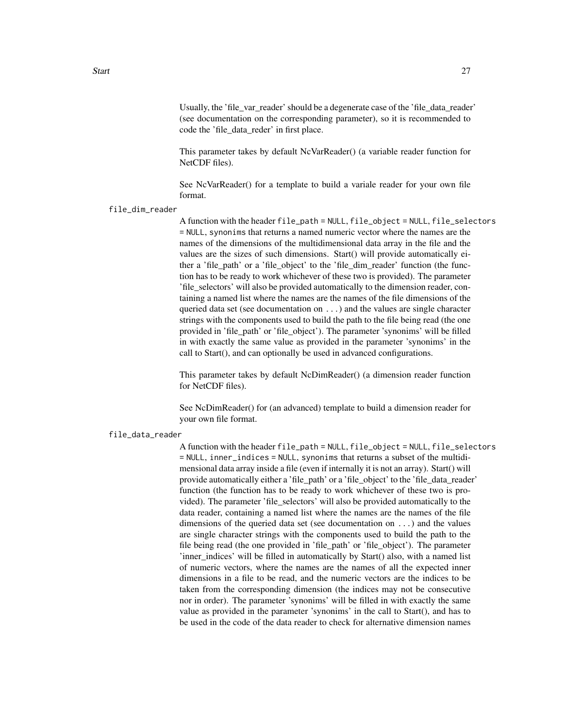Usually, the 'file_var_reader' should be a degenerate case of the 'file_data_reader' (see documentation on the corresponding parameter), so it is recommended to code the 'file_data_reder' in first place.

This parameter takes by default NcVarReader() (a variable reader function for NetCDF files).

See NcVarReader() for a template to build a variale reader for your own file format.

`file_dim_reader`

A function with the header `file_path = NULL`, `file_object = NULL`, `file_selectors = NULL`, `synonims` that returns a named numeric vector where the names are the names of the dimensions of the multidimensional data array in the file and the values are the sizes of such dimensions. Start() will provide automatically either a 'file_path' or a 'file_object' to the 'file_dim_reader' function (the function has to be ready to work whichever of these two is provided). The parameter 'file_selectors' will also be provided automatically to the dimension reader, containing a named list where the names are the names of the file dimensions of the queried data set (see documentation on `...`) and the values are single character strings with the components used to build the path to the file being read (the one provided in 'file_path' or 'file_object'). The parameter 'synonims' will be filled in with exactly the same value as provided in the parameter 'synonims' in the call to Start(), and can optionally be used in advanced configurations.

This parameter takes by default NcDimReader() (a dimension reader function for NetCDF files).

See NcDimReader() for (an advanced) template to build a dimension reader for your own file format.

`file_data_reader`

A function with the header `file_path = NULL`, `file_object = NULL`, `file_selectors = NULL`, `inner_indices = NULL`, `synonims` that returns a subset of the multidimensional data array inside a file (even if internally it is not an array). Start() will provide automatically either a 'file_path' or a 'file_object' to the 'file_data_reader' function (the function has to be ready to work whichever of these two is provided). The parameter 'file_selectors' will also be provided automatically to the data reader, containing a named list where the names are the names of the file dimensions of the queried data set (see documentation on `...`) and the values are single character strings with the components used to build the path to the file being read (the one provided in 'file_path' or 'file_object'). The parameter 'inner_indices' will be filled in automatically by Start() also, with a named list of numeric vectors, where the names are the names of all the expected inner dimensions in a file to be read, and the numeric vectors are the indices to be taken from the corresponding dimension (the indices may not be consecutive nor in order). The parameter 'synonims' will be filled in with exactly the same value as provided in the parameter 'synonims' in the call to Start(), and has to be used in the code of the data reader to check for alternative dimension names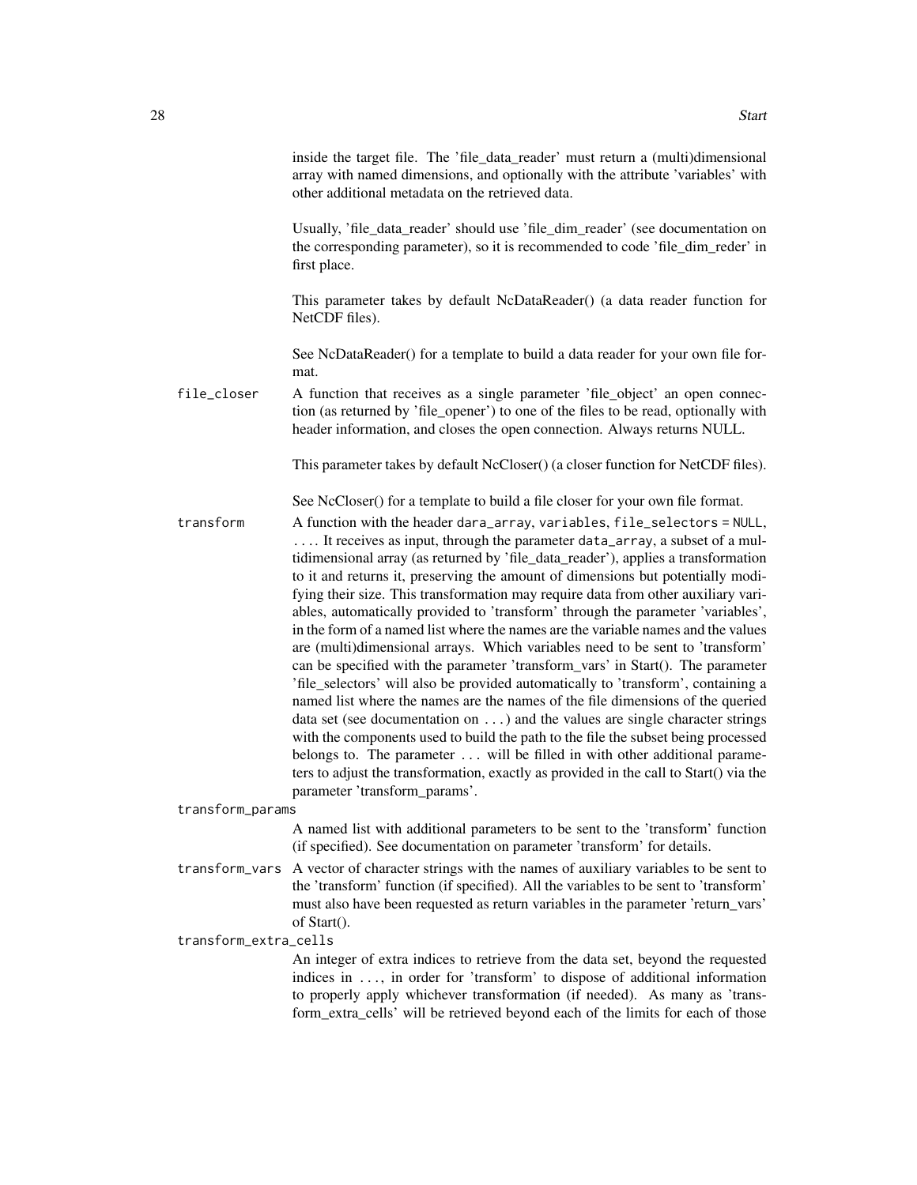inside the target file. The 'file_data_reader' must return a (multi)dimensional array with named dimensions, and optionally with the attribute 'variables' with other additional metadata on the retrieved data.

Usually, 'file_data_reader' should use 'file_dim_reader' (see documentation on the corresponding parameter), so it is recommended to code 'file_dim_reder' in first place.

This parameter takes by default NcDataReader() (a data reader function for NetCDF files).

See NcDataReader() for a template to build a data reader for your own file format.

`file_closer`
: A function that receives as a single parameter 'file_object' an open connection (as returned by 'file_opener') to one of the files to be read, optionally with header information, and closes the open connection. Always returns NULL.

  This parameter takes by default NcCloser() (a closer function for NetCDF files).

  See NcCloser() for a template to build a file closer for your own file format.

`transform`
: A function with the header `dara_array`, `variables`, `file_selectors = NULL`, `....` It receives as input, through the parameter `data_array`, a subset of a multidimensional array (as returned by 'file_data_reader'), applies a transformation to it and returns it, preserving the amount of dimensions but potentially modifying their size. This transformation may require data from other auxiliary variables, automatically provided to 'transform' through the parameter 'variables', in the form of a named list where the names are the variable names and the values are (multi)dimensional arrays. Which variables need to be sent to 'transform' can be specified with the parameter 'transform_vars' in Start(). The parameter 'file_selectors' will also be provided automatically to 'transform', containing a named list where the names are the names of the file dimensions of the queried data set (see documentation on `...`) and the values are single character strings with the components used to build the path to the file the subset being processed belongs to. The parameter `...` will be filled in with other additional parameters to adjust the transformation, exactly as provided in the call to Start() via the parameter 'transform_params'.

`transform_params`
: A named list with additional parameters to be sent to the 'transform' function (if specified). See documentation on parameter 'transform' for details.

`transform_vars`
: A vector of character strings with the names of auxiliary variables to be sent to the 'transform' function (if specified). All the variables to be sent to 'transform' must also have been requested as return variables in the parameter 'return_vars' of Start().

`transform_extra_cells`
: An integer of extra indices to retrieve from the data set, beyond the requested indices in `...`, in order for 'transform' to dispose of additional information to properly apply whichever transformation (if needed). As many as 'transform_extra_cells' will be retrieved beyond each of the limits for each of those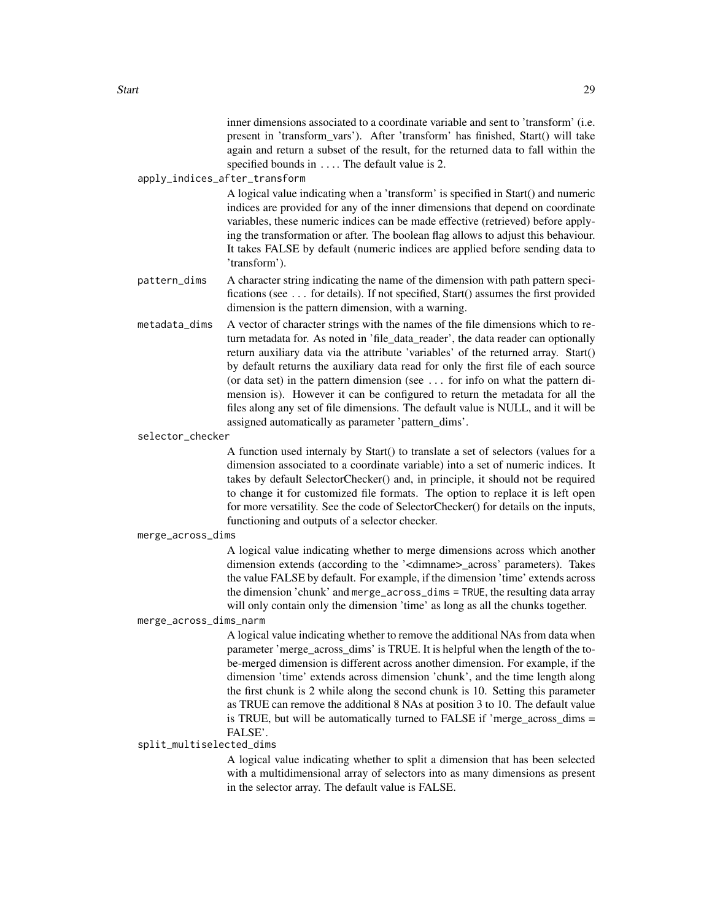inner dimensions associated to a coordinate variable and sent to 'transform' (i.e. present in 'transform_vars'). After 'transform' has finished, Start() will take again and return a subset of the result, for the returned data to fall within the specified bounds in .... The default value is 2.

`apply_indices_after_transform`
: A logical value indicating when a 'transform' is specified in Start() and numeric indices are provided for any of the inner dimensions that depend on coordinate variables, these numeric indices can be made effective (retrieved) before applying the transformation or after. The boolean flag allows to adjust this behaviour. It takes FALSE by default (numeric indices are applied before sending data to 'transform').

`pattern_dims`
: A character string indicating the name of the dimension with path pattern specifications (see ... for details). If not specified, Start() assumes the first provided dimension is the pattern dimension, with a warning.

`metadata_dims`
: A vector of character strings with the names of the file dimensions which to return metadata for. As noted in 'file_data_reader', the data reader can optionally return auxiliary data via the attribute 'variables' of the returned array. Start() by default returns the auxiliary data read for only the first file of each source (or data set) in the pattern dimension (see ... for info on what the pattern dimension is). However it can be configured to return the metadata for all the files along any set of file dimensions. The default value is NULL, and it will be assigned automatically as parameter 'pattern_dims'.

`selector_checker`
: A function used internaly by Start() to translate a set of selectors (values for a dimension associated to a coordinate variable) into a set of numeric indices. It takes by default SelectorChecker() and, in principle, it should not be required to change it for customized file formats. The option to replace it is left open for more versatility. See the code of SelectorChecker() for details on the inputs, functioning and outputs of a selector checker.

`merge_across_dims`
: A logical value indicating whether to merge dimensions across which another dimension extends (according to the '<dimname>_across' parameters). Takes the value FALSE by default. For example, if the dimension 'time' extends across the dimension 'chunk' and `merge_across_dims = TRUE`, the resulting data array will only contain only the dimension 'time' as long as all the chunks together.

`merge_across_dims_narm`
: A logical value indicating whether to remove the additional NAs from data when parameter 'merge_across_dims' is TRUE. It is helpful when the length of the to-be-merged dimension is different across another dimension. For example, if the dimension 'time' extends across dimension 'chunk', and the time length along the first chunk is 2 while along the second chunk is 10. Setting this parameter as TRUE can remove the additional 8 NAs at position 3 to 10. The default value is TRUE, but will be automatically turned to FALSE if 'merge_across_dims = FALSE'.

`split_multiselected_dims`
: A logical value indicating whether to split a dimension that has been selected with a multidimensional array of selectors into as many dimensions as present in the selector array. The default value is FALSE.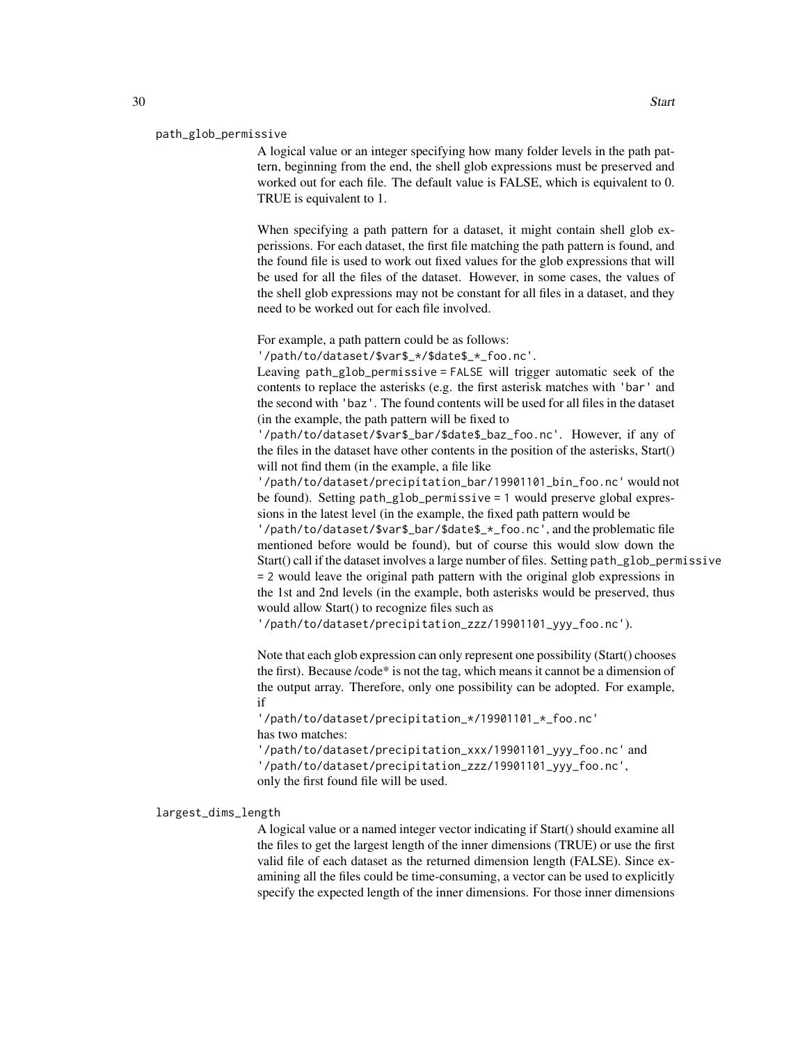**path_glob_permissive**

A logical value or an integer specifying how many folder levels in the path pattern, beginning from the end, the shell glob expressions must be preserved and worked out for each file. The default value is FALSE, which is equivalent to 0. TRUE is equivalent to 1.

When specifying a path pattern for a dataset, it might contain shell glob experissions. For each dataset, the first file matching the path pattern is found, and the found file is used to work out fixed values for the glob expressions that will be used for all the files of the dataset. However, in some cases, the values of the shell glob expressions may not be constant for all files in a dataset, and they need to be worked out for each file involved.

For example, a path pattern could be as follows:
`'/path/to/dataset/$var$_*/$date$_*_foo.nc'`.
Leaving `path_glob_permissive = FALSE` will trigger automatic seek of the contents to replace the asterisks (e.g. the first asterisk matches with `'bar'` and the second with `'baz'`. The found contents will be used for all files in the dataset (in the example, the path pattern will be fixed to
`'/path/to/dataset/$var$_bar/$date$_baz_foo.nc'`. However, if any of the files in the dataset have other contents in the position of the asterisks, Start() will not find them (in the example, a file like
`'/path/to/dataset/precipitation_bar/19901101_bin_foo.nc'` would not be found). Setting `path_glob_permissive = 1` would preserve global expressions in the latest level (in the example, the fixed path pattern would be
`'/path/to/dataset/$var$_bar/$date$_*_foo.nc'`, and the problematic file mentioned before would be found), but of course this would slow down the Start() call if the dataset involves a large number of files. Setting `path_glob_permissive = 2` would leave the original path pattern with the original glob expressions in the 1st and 2nd levels (in the example, both asterisks would be preserved, thus would allow Start() to recognize files such as
`'/path/to/dataset/precipitation_zzz/19901101_yyy_foo.nc'`).

Note that each glob expression can only represent one possibility (Start() chooses the first). Because /code* is not the tag, which means it cannot be a dimension of the output array. Therefore, only one possibility can be adopted. For example, if
`'/path/to/dataset/precipitation_*/19901101_*_foo.nc'`
has two matches:
`'/path/to/dataset/precipitation_xxx/19901101_yyy_foo.nc'` and
`'/path/to/dataset/precipitation_zzz/19901101_yyy_foo.nc'`,
only the first found file will be used.

**largest_dims_length**

A logical value or a named integer vector indicating if Start() should examine all the files to get the largest length of the inner dimensions (TRUE) or use the first valid file of each dataset as the returned dimension length (FALSE). Since examining all the files could be time-consuming, a vector can be used to explicitly specify the expected length of the inner dimensions. For those inner dimensions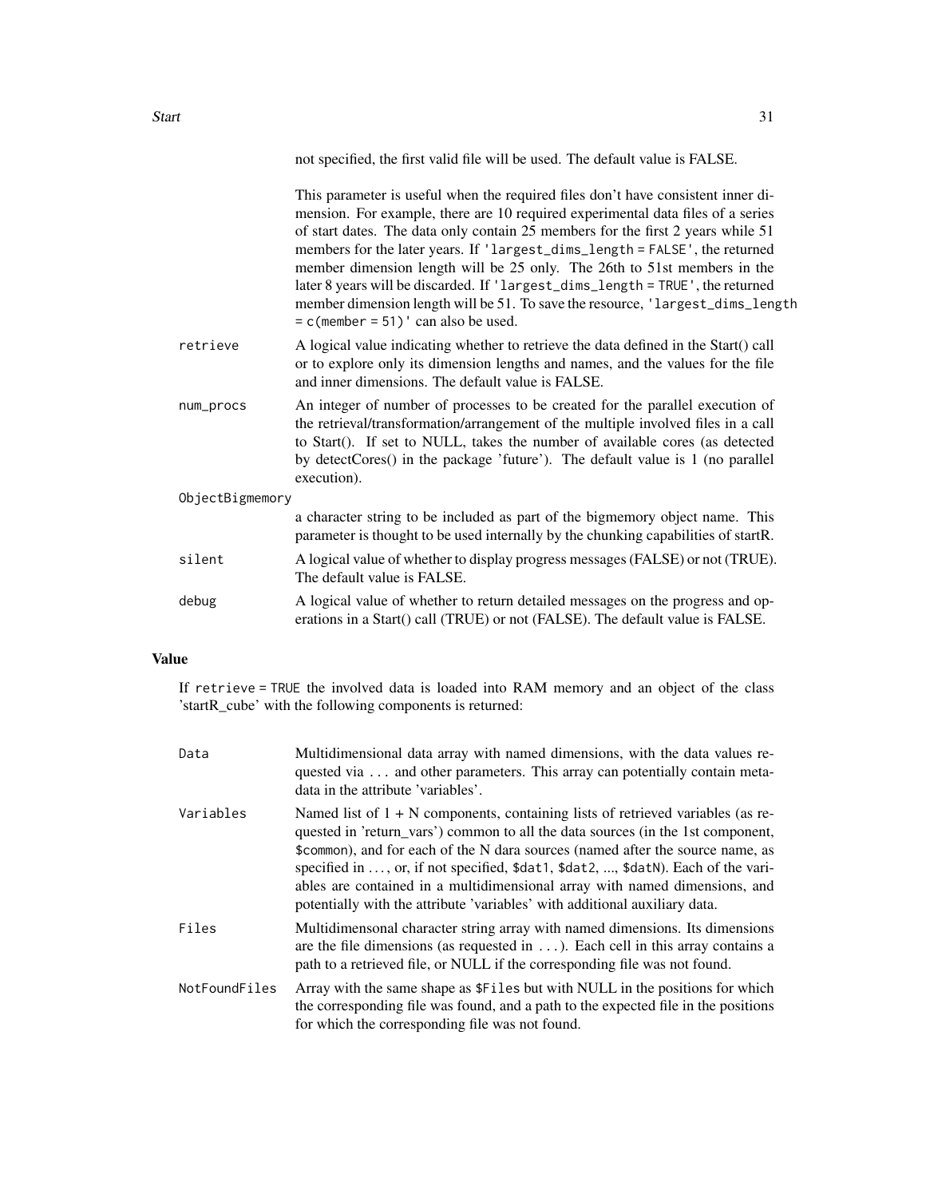not specified, the first valid file will be used. The default value is FALSE.

This parameter is useful when the required files don't have consistent inner dimension. For example, there are 10 required experimental data files of a series of start dates. The data only contain 25 members for the first 2 years while 51 members for the later years. If `'largest_dims_length = FALSE'`, the returned member dimension length will be 25 only. The 26th to 51st members in the later 8 years will be discarded. If `'largest_dims_length = TRUE'`, the returned member dimension length will be 51. To save the resource, `'largest_dims_length = c(member = 51)'` can also be used.

`retrieve`
: A logical value indicating whether to retrieve the data defined in the Start() call or to explore only its dimension lengths and names, and the values for the file and inner dimensions. The default value is FALSE.

`num_procs`
: An integer of number of processes to be created for the parallel execution of the retrieval/transformation/arrangement of the multiple involved files in a call to Start(). If set to NULL, takes the number of available cores (as detected by detectCores() in the package 'future'). The default value is 1 (no parallel execution).

`ObjectBigmemory`
: a character string to be included as part of the bigmemory object name. This parameter is thought to be used internally by the chunking capabilities of startR.

`silent`
: A logical value of whether to display progress messages (FALSE) or not (TRUE). The default value is FALSE.

`debug`
: A logical value of whether to return detailed messages on the progress and operations in a Start() call (TRUE) or not (FALSE). The default value is FALSE.

## Value

If `retrieve = TRUE` the involved data is loaded into RAM memory and an object of the class 'startR_cube' with the following components is returned:

`Data`
: Multidimensional data array with named dimensions, with the data values requested via ... and other parameters. This array can potentially contain metadata in the attribute 'variables'.

`Variables`
: Named list of 1 + N components, containing lists of retrieved variables (as requested in 'return_vars') common to all the data sources (in the 1st component, `$common`), and for each of the N dara sources (named after the source name, as specified in ..., or, if not specified, `$dat1`, `$dat2`, ..., `$datN`). Each of the variables are contained in a multidimensional array with named dimensions, and potentially with the attribute 'variables' with additional auxiliary data.

`Files`
: Multidimensonal character string array with named dimensions. Its dimensions are the file dimensions (as requested in ...). Each cell in this array contains a path to a retrieved file, or NULL if the corresponding file was not found.

`NotFoundFiles`
: Array with the same shape as `$Files` but with NULL in the positions for which the corresponding file was found, and a path to the expected file in the positions for which the corresponding file was not found.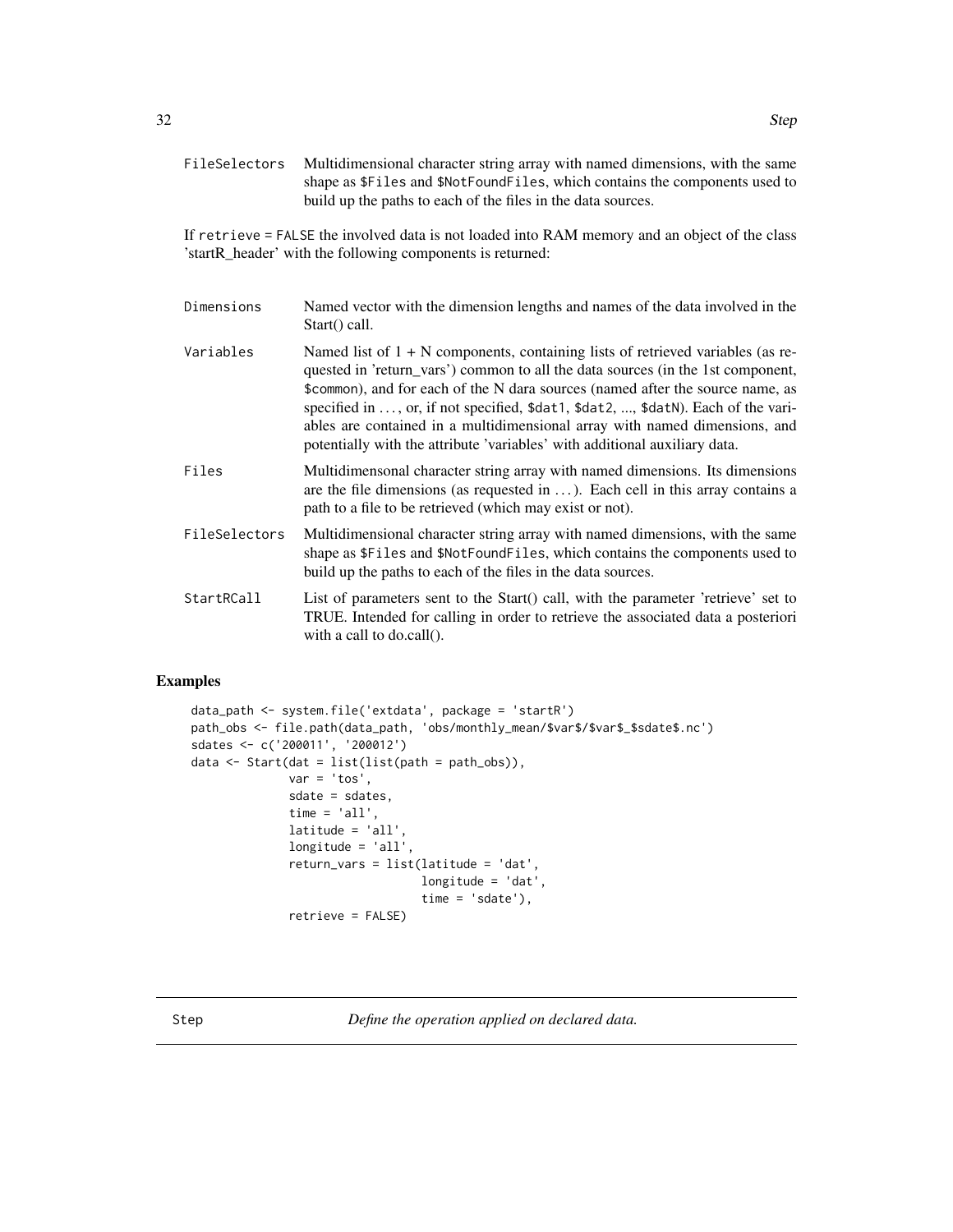FileSelectors Multidimensional character string array with named dimensions, with the same shape as $Files and $NotFoundFiles, which contains the components used to build up the paths to each of the files in the data sources.

If retrieve = FALSE the involved data is not loaded into RAM memory and an object of the class 'startR_header' with the following components is returned:

Dimensions Named vector with the dimension lengths and names of the data involved in the Start() call.

Variables Named list of 1 + N components, containing lists of retrieved variables (as requested in 'return_vars') common to all the data sources (in the 1st component, $common), and for each of the N dara sources (named after the source name, as specified in ..., or, if not specified, $dat1, $dat2, ..., $datN). Each of the variables are contained in a multidimensional array with named dimensions, and potentially with the attribute 'variables' with additional auxiliary data.

Files Multidimensonal character string array with named dimensions. Its dimensions are the file dimensions (as requested in ...). Each cell in this array contains a path to a file to be retrieved (which may exist or not).

FileSelectors Multidimensional character string array with named dimensions, with the same shape as $Files and $NotFoundFiles, which contains the components used to build up the paths to each of the files in the data sources.

StartRCall List of parameters sent to the Start() call, with the parameter 'retrieve' set to TRUE. Intended for calling in order to retrieve the associated data a posteriori with a call to do.call().

## Examples

```
data_path <- system.file('extdata', package = 'startR')
path_obs <- file.path(data_path, 'obs/monthly_mean/$var$/$var$_$sdate$.nc')
sdates <- c('200011', '200012')
data <- Start(dat = list(list(path = path_obs)),
              var = 'tos',
              sdate = sdates,
              time = 'all',
              latitude = 'all',
              longitude = 'all',
              return_vars = list(latitude = 'dat',
                                 longitude = 'dat',
                                 time = 'sdate'),
              retrieve = FALSE)
```

---

Step *Define the operation applied on declared data.*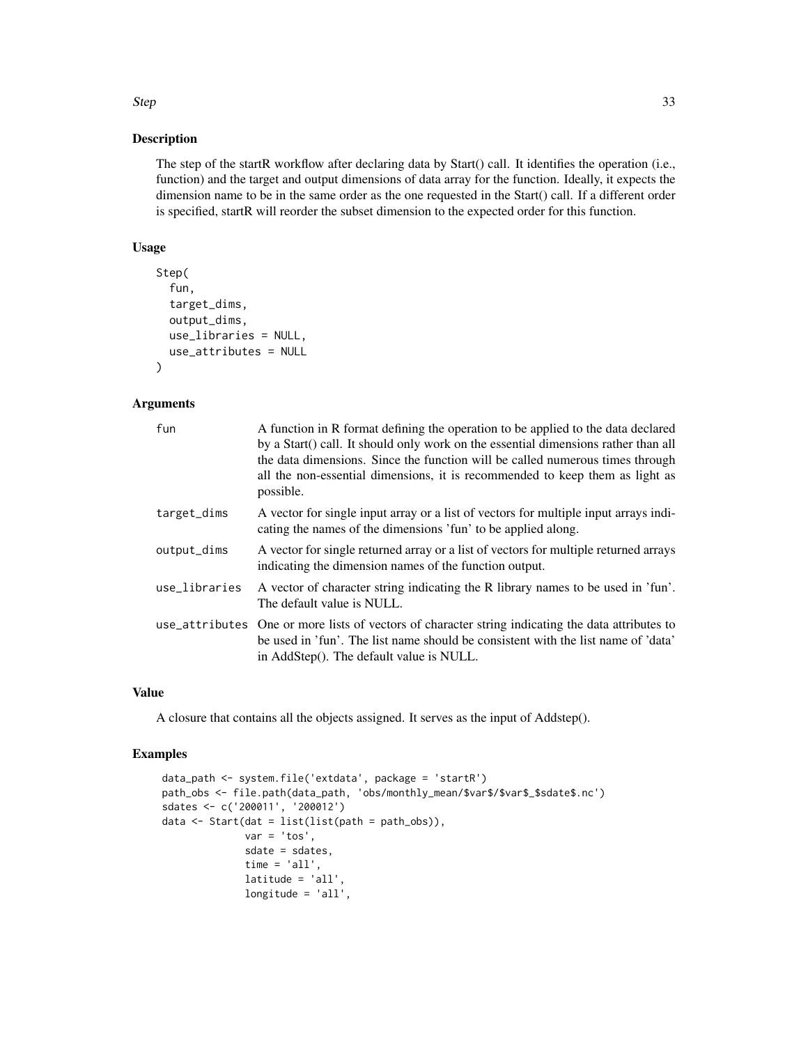## Description

The step of the startR workflow after declaring data by Start() call. It identifies the operation (i.e., function) and the target and output dimensions of data array for the function. Ideally, it expects the dimension name to be in the same order as the one requested in the Start() call. If a different order is specified, startR will reorder the subset dimension to the expected order for this function.

## Usage

```
Step(
  fun,
  target_dims,
  output_dims,
  use_libraries = NULL,
  use_attributes = NULL
)
```

## Arguments

| | |
|---|---|
| `fun` | A function in R format defining the operation to be applied to the data declared by a Start() call. It should only work on the essential dimensions rather than all the data dimensions. Since the function will be called numerous times through all the non-essential dimensions, it is recommended to keep them as light as possible. |
| `target_dims` | A vector for single input array or a list of vectors for multiple input arrays indicating the names of the dimensions 'fun' to be applied along. |
| `output_dims` | A vector for single returned array or a list of vectors for multiple returned arrays indicating the dimension names of the function output. |
| `use_libraries` | A vector of character string indicating the R library names to be used in 'fun'. The default value is NULL. |
| `use_attributes` | One or more lists of vectors of character string indicating the data attributes to be used in 'fun'. The list name should be consistent with the list name of 'data' in AddStep(). The default value is NULL. |

## Value

A closure that contains all the objects assigned. It serves as the input of Addstep().

## Examples

```
data_path <- system.file('extdata', package = 'startR')
path_obs <- file.path(data_path, 'obs/monthly_mean/$var$/$var$_$sdate$.nc')
sdates <- c('200011', '200012')
data <- Start(dat = list(list(path = path_obs)),
              var = 'tos',
              sdate = sdates,
              time = 'all',
              latitude = 'all',
              longitude = 'all',
```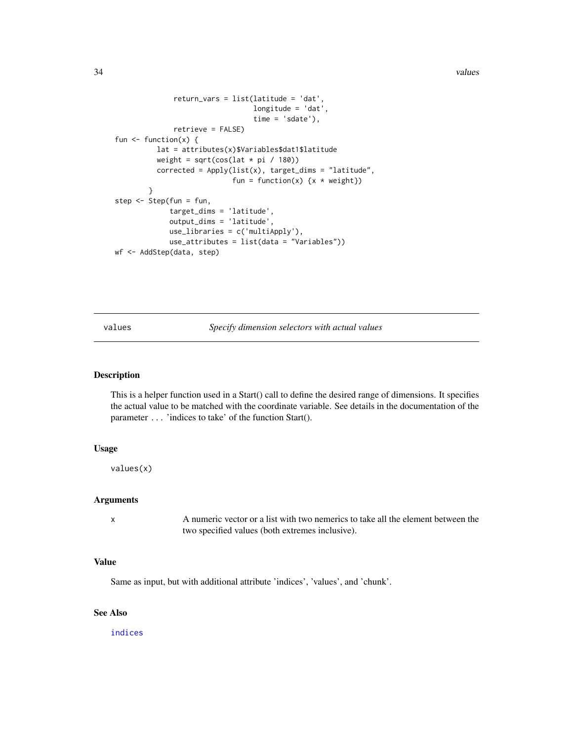```
               return_vars = list(latitude = 'dat',
                                  longitude = 'dat',
                                  time = 'sdate'),
               retrieve = FALSE)
fun <- function(x) {
          lat = attributes(x)$Variables$dat1$latitude
          weight = sqrt(cos(lat * pi / 180))
          corrected = Apply(list(x), target_dims = "latitude",
                            fun = function(x) {x * weight})
        }
step <- Step(fun = fun,
             target_dims = 'latitude',
             output_dims = 'latitude',
             use_libraries = c('multiApply'),
             use_attributes = list(data = "Variables"))
wf <- AddStep(data, step)
```

## values — *Specify dimension selectors with actual values*

### Description

This is a helper function used in a Start() call to define the desired range of dimensions. It specifies the actual value to be matched with the coordinate variable. See details in the documentation of the parameter ... 'indices to take' of the function Start().

### Usage

```
values(x)
```

### Arguments

| | |
|---|---|
| x | A numeric vector or a list with two nemerics to take all the element between the two specified values (both extremes inclusive). |

### Value

Same as input, but with additional attribute 'indices', 'values', and 'chunk'.

### See Also

indices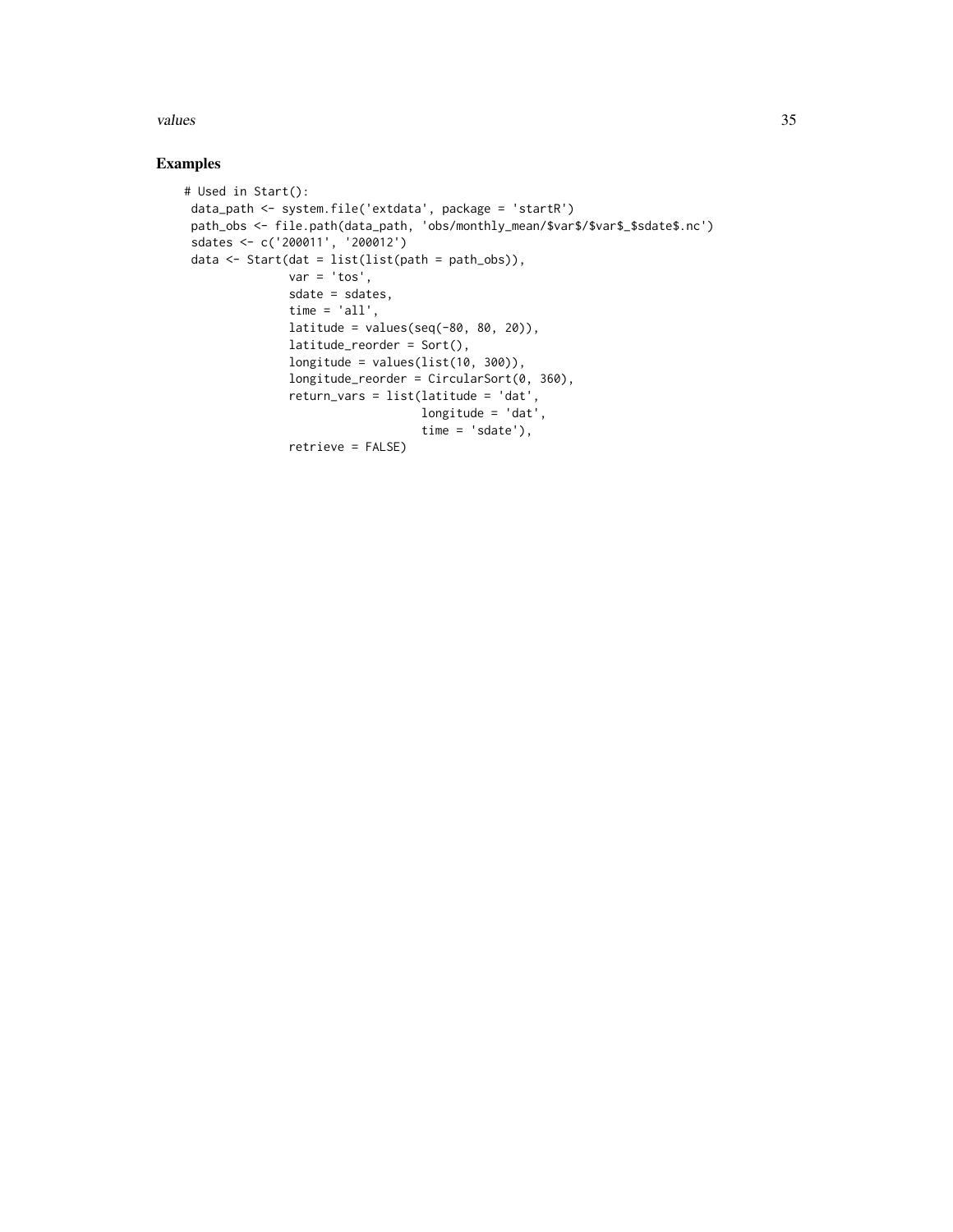## Examples

```
# Used in Start():
 data_path <- system.file('extdata', package = 'startR')
 path_obs <- file.path(data_path, 'obs/monthly_mean/$var$/$var$_$sdate$.nc')
 sdates <- c('200011', '200012')
 data <- Start(dat = list(list(path = path_obs)),
               var = 'tos',
               sdate = sdates,
               time = 'all',
               latitude = values(seq(-80, 80, 20)),
               latitude_reorder = Sort(),
               longitude = values(list(10, 300)),
               longitude_reorder = CircularSort(0, 360),
               return_vars = list(latitude = 'dat',
                                  longitude = 'dat',
                                  time = 'sdate'),
               retrieve = FALSE)
```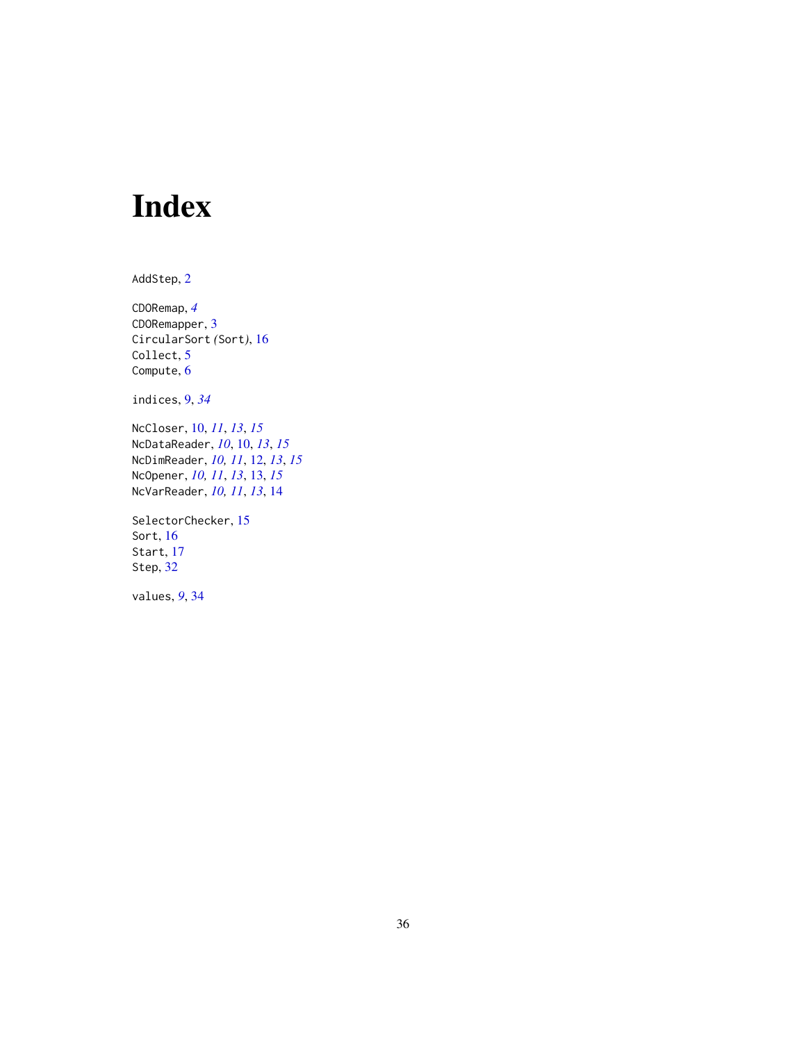# Index

AddStep, 2

CDORemap, *4*
CDORemapper, 3
CircularSort *(*Sort*)*, 16
Collect, 5
Compute, 6

indices, 9, *34*

NcCloser, 10, *11*, *13*, *15*
NcDataReader, *10*, 10, *13*, *15*
NcDimReader, *10*, *11*, 12, *13*, *15*
NcOpener, *10*, *11*, *13*, 13, *15*
NcVarReader, *10*, *11*, *13*, 14

SelectorChecker, 15
Sort, 16
Start, 17
Step, 32

values, *9*, 34